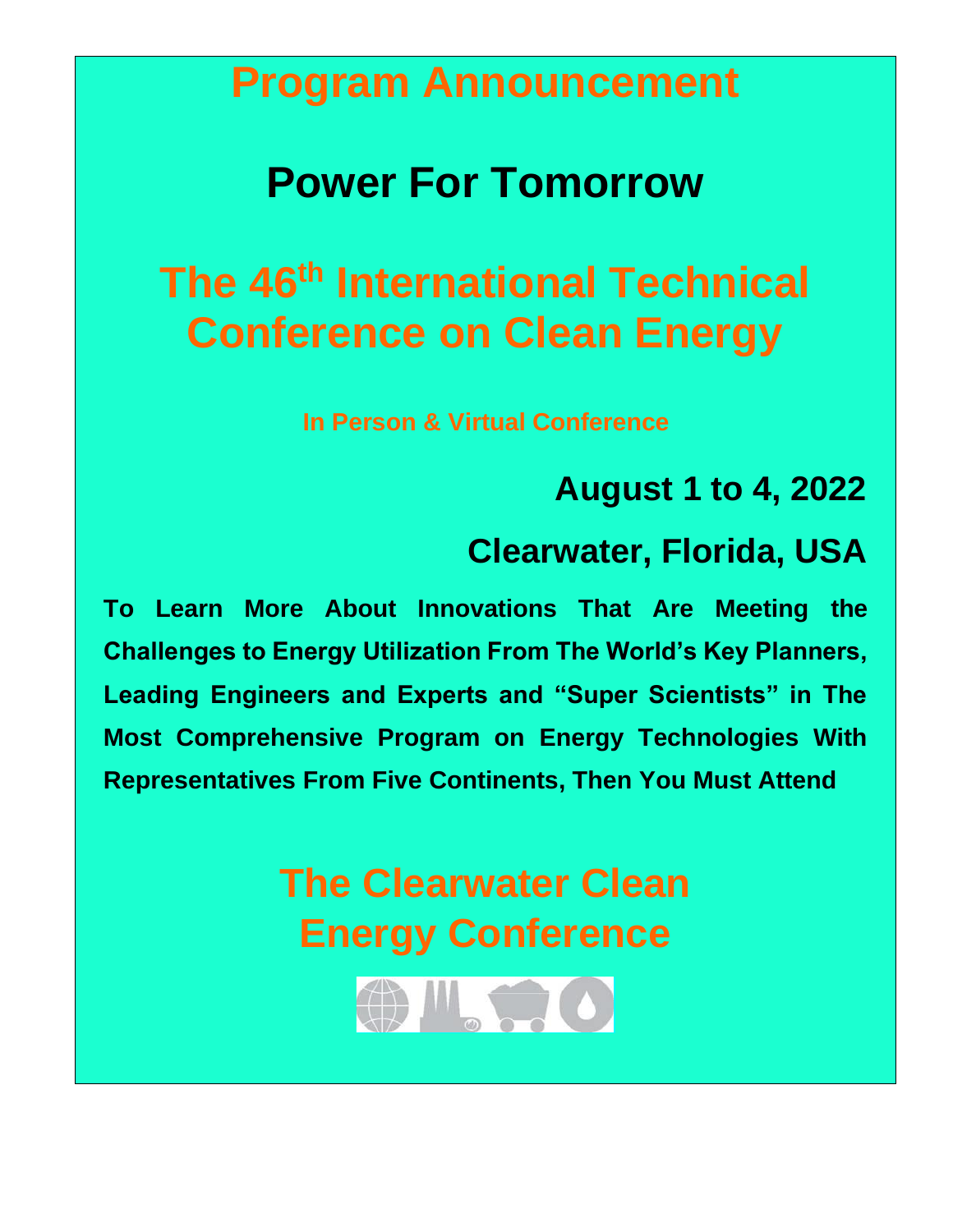# Program Announcement

# Power For Tomorrow

# The 46th International Technical Conference on Clean Energy

**In Person & Virtual Conference**

## August 1 to 4, 2022

## Clearwater, Florida, USA

**To Learn More About Innovations That Are Meeting the Challenges to Energy Utilization From The World's Key Planners, Leading Engineers and Experts and "Super Scientists" in The Most Comprehensive Program on Energy Technologies With Representatives From Five Continents, Then You Must Attend**

# The Clearwater Clean Energy Conference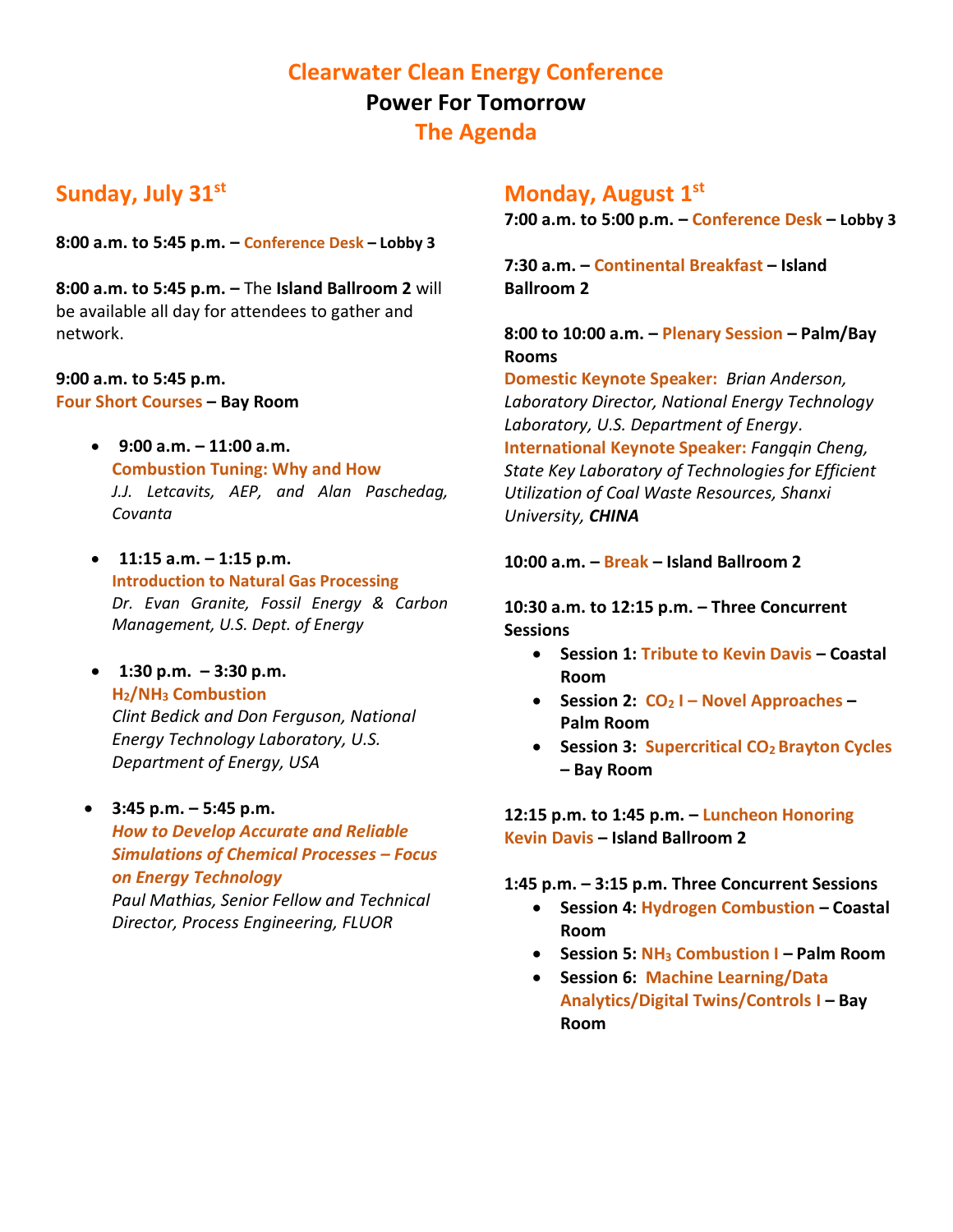# Clearwater Clean Energy Conference

**Power For Tomorrow**

**The Agenda**

## Sunday, July 31st

**8:00 a.m. to 5:45 p.m. – Conference Desk – Lobby 3**

**8:00 a.m. to 5:45 p.m. –** The **Island Ballroom 2** will be available all day for attendees to gather and network.

**9:00 a.m. to 5:45 p.m.**
**Four Short Courses – Bay Room**

- **9:00 a.m. – 11:00 a.m.**
  **Combustion Tuning: Why and How**
  *J.J. Letcavits, AEP, and Alan Paschedag, Covanta*

- **11:15 a.m. – 1:15 p.m.**
  **Introduction to Natural Gas Processing**
  *Dr. Evan Granite, Fossil Energy & Carbon Management, U.S. Dept. of Energy*

- **1:30 p.m. – 3:30 p.m.**
  **$H_2$/$NH_3$ Combustion**
  *Clint Bedick and Don Ferguson, National Energy Technology Laboratory, U.S. Department of Energy, USA*

- **3:45 p.m. – 5:45 p.m.**
  ***How to Develop Accurate and Reliable Simulations of Chemical Processes – Focus on Energy Technology***
  *Paul Mathias, Senior Fellow and Technical Director, Process Engineering, FLUOR*

## Monday, August 1st

**7:00 a.m. to 5:00 p.m. – Conference Desk – Lobby 3**

**7:30 a.m. – Continental Breakfast – Island Ballroom 2**

**8:00 to 10:00 a.m. – Plenary Session – Palm/Bay Rooms**
**Domestic Keynote Speaker:** *Brian Anderson, Laboratory Director, National Energy Technology Laboratory, U.S. Department of Energy.*
**International Keynote Speaker:** *Fangqin Cheng, State Key Laboratory of Technologies for Efficient Utilization of Coal Waste Resources, Shanxi University, **CHINA***

**10:00 a.m. – Break – Island Ballroom 2**

**10:30 a.m. to 12:15 p.m. – Three Concurrent Sessions**

- **Session 1: Tribute to Kevin Davis – Coastal Room**
- **Session 2: $CO_2$ I – Novel Approaches – Palm Room**
- **Session 3: Supercritical $CO_2$ Brayton Cycles – Bay Room**

**12:15 p.m. to 1:45 p.m. – Luncheon Honoring Kevin Davis – Island Ballroom 2**

**1:45 p.m. – 3:15 p.m. Three Concurrent Sessions**

- **Session 4: Hydrogen Combustion – Coastal Room**
- **Session 5: $NH_3$ Combustion I – Palm Room**
- **Session 6: Machine Learning/Data Analytics/Digital Twins/Controls I – Bay Room**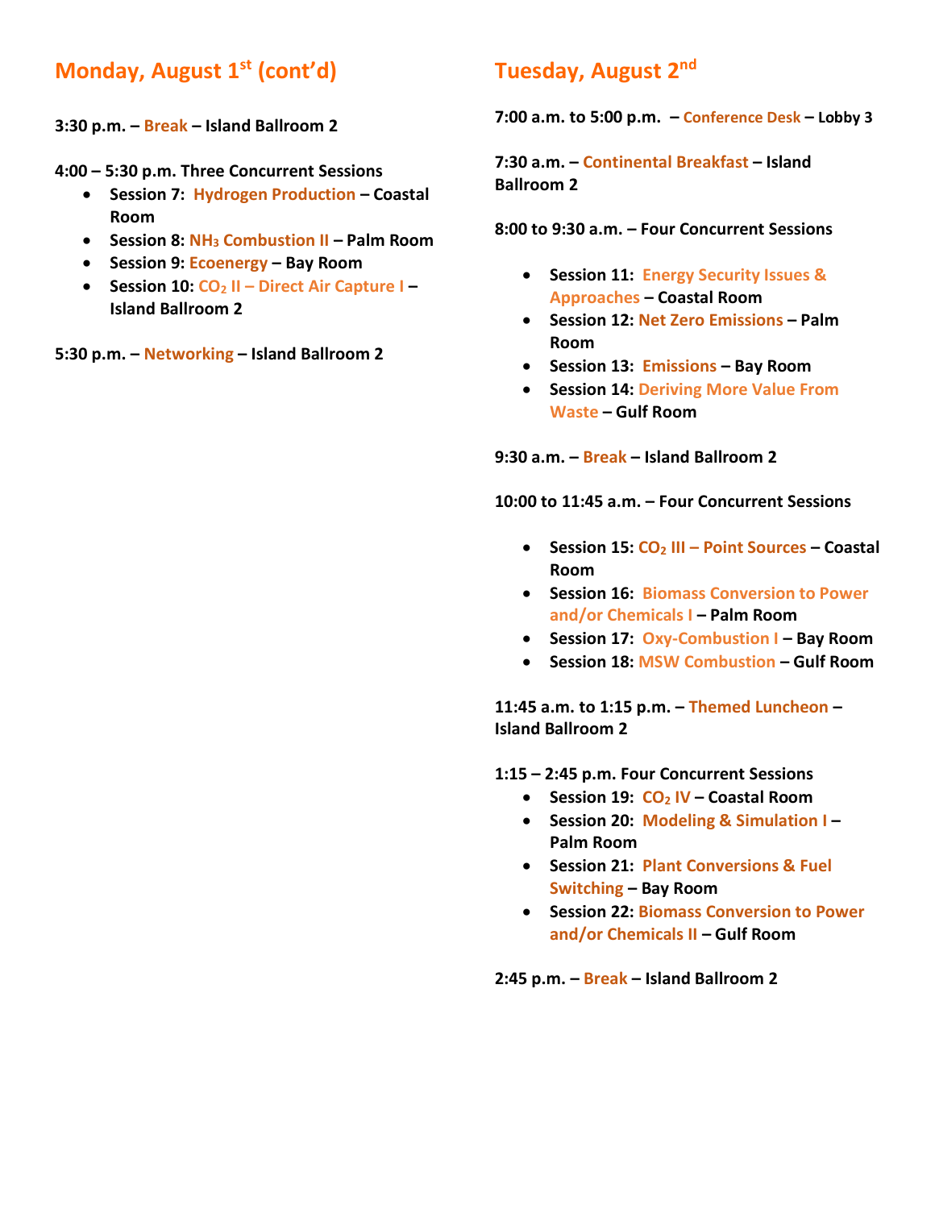## Monday, August 1st (cont'd)

**3:30 p.m. – Break – Island Ballroom 2**

**4:00 – 5:30 p.m. Three Concurrent Sessions**

- **Session 7: Hydrogen Production – Coastal Room**
- **Session 8: $NH_3$ Combustion II – Palm Room**
- **Session 9: Ecoenergy – Bay Room**
- **Session 10: $CO_2$ II – Direct Air Capture I – Island Ballroom 2**

**5:30 p.m. – Networking – Island Ballroom 2**

## Tuesday, August 2nd

**7:00 a.m. to 5:00 p.m. – Conference Desk – Lobby 3**

**7:30 a.m. – Continental Breakfast – Island Ballroom 2**

**8:00 to 9:30 a.m. – Four Concurrent Sessions**

- **Session 11: Energy Security Issues & Approaches – Coastal Room**
- **Session 12: Net Zero Emissions – Palm Room**
- **Session 13: Emissions – Bay Room**
- **Session 14: Deriving More Value From Waste – Gulf Room**

**9:30 a.m. – Break – Island Ballroom 2**

**10:00 to 11:45 a.m. – Four Concurrent Sessions**

- **Session 15: $CO_2$ III – Point Sources – Coastal Room**
- **Session 16: Biomass Conversion to Power and/or Chemicals I – Palm Room**
- **Session 17: Oxy-Combustion I – Bay Room**
- **Session 18: MSW Combustion – Gulf Room**

**11:45 a.m. to 1:15 p.m. – Themed Luncheon – Island Ballroom 2**

**1:15 – 2:45 p.m. Four Concurrent Sessions**

- **Session 19: $CO_2$ IV – Coastal Room**
- **Session 20: Modeling & Simulation I – Palm Room**
- **Session 21: Plant Conversions & Fuel Switching – Bay Room**
- **Session 22: Biomass Conversion to Power and/or Chemicals II – Gulf Room**

**2:45 p.m. – Break – Island Ballroom 2**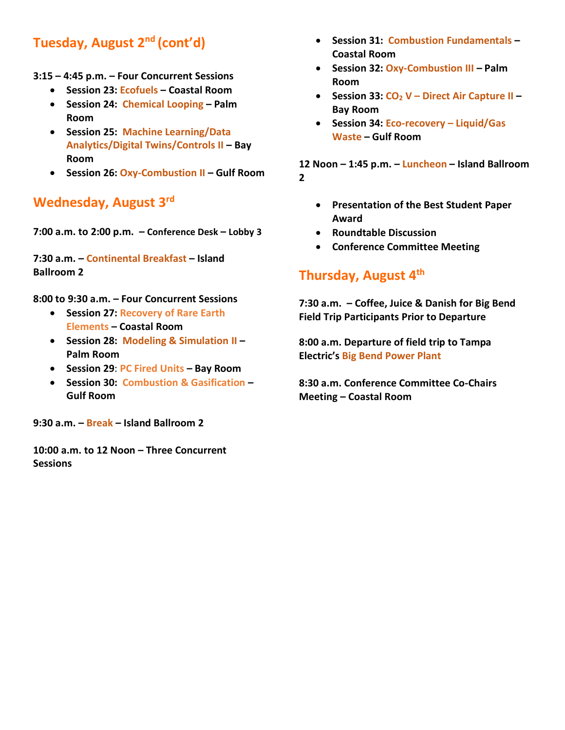## Tuesday, August 2nd (cont'd)

**3:15 – 4:45 p.m. – Four Concurrent Sessions**

- **Session 23: Ecofuels – Coastal Room**
- **Session 24: Chemical Looping – Palm Room**
- **Session 25: Machine Learning/Data Analytics/Digital Twins/Controls II – Bay Room**
- **Session 26: Oxy-Combustion II – Gulf Room**

## Wednesday, August 3rd

**7:00 a.m. to 2:00 p.m. – Conference Desk – Lobby 3**

**7:30 a.m. – Continental Breakfast – Island Ballroom 2**

**8:00 to 9:30 a.m. – Four Concurrent Sessions**

- **Session 27: Recovery of Rare Earth Elements – Coastal Room**
- **Session 28: Modeling & Simulation II – Palm Room**
- **Session 29: PC Fired Units – Bay Room**
- **Session 30: Combustion & Gasification – Gulf Room**

**9:30 a.m. – Break – Island Ballroom 2**

**10:00 a.m. to 12 Noon – Three Concurrent Sessions**

- **Session 31: Combustion Fundamentals – Coastal Room**
- **Session 32: Oxy-Combustion III – Palm Room**
- **Session 33: $CO_2$ V – Direct Air Capture II – Bay Room**
- **Session 34: Eco-recovery – Liquid/Gas Waste – Gulf Room**

**12 Noon – 1:45 p.m. – Luncheon – Island Ballroom 2**

- **Presentation of the Best Student Paper Award**
- **Roundtable Discussion**
- **Conference Committee Meeting**

## Thursday, August 4th

**7:30 a.m. – Coffee, Juice & Danish for Big Bend Field Trip Participants Prior to Departure**

**8:00 a.m. Departure of field trip to Tampa Electric's Big Bend Power Plant**

**8:30 a.m. Conference Committee Co-Chairs Meeting – Coastal Room**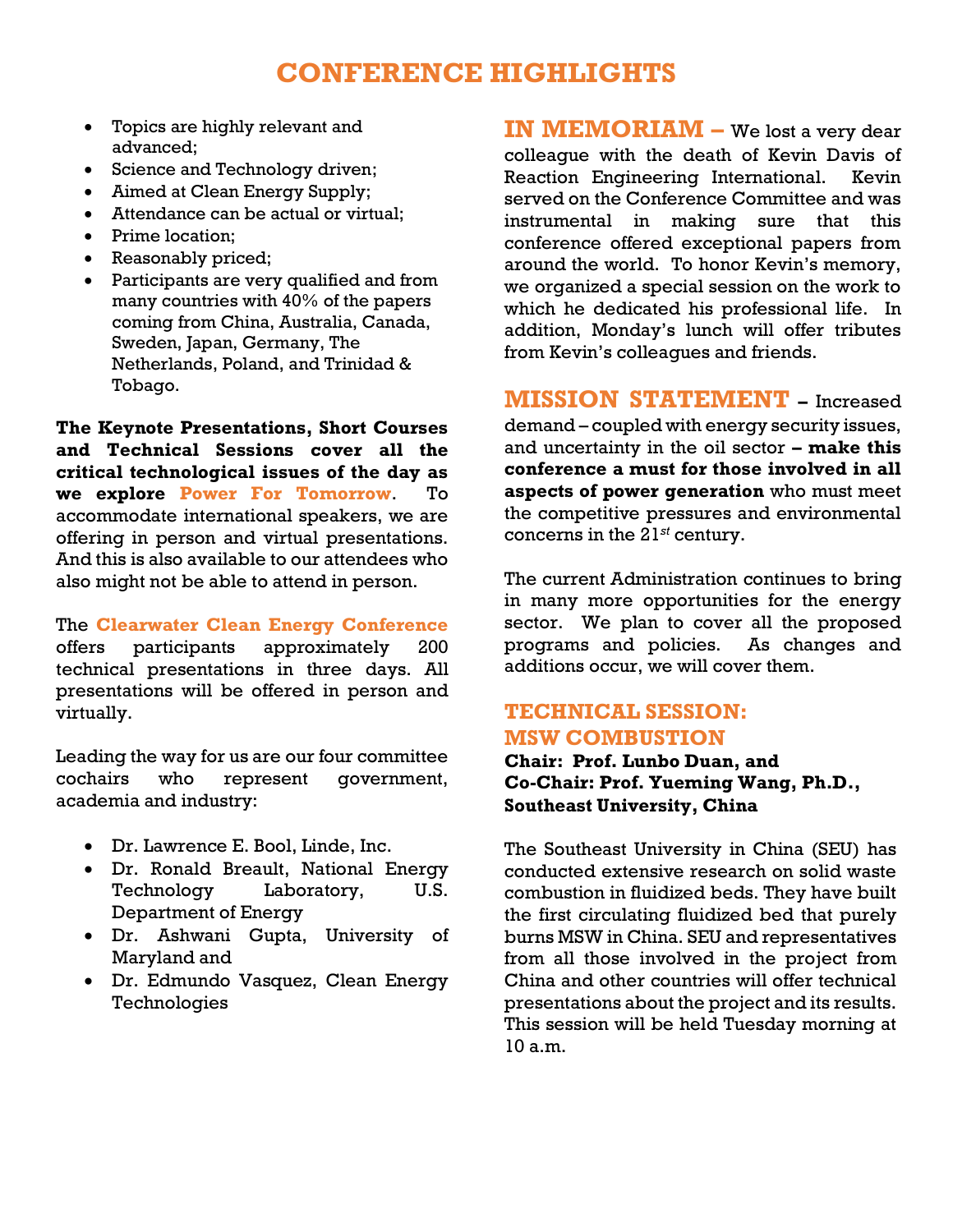# CONFERENCE HIGHLIGHTS

- Topics are highly relevant and advanced;
- Science and Technology driven;
- Aimed at Clean Energy Supply;
- Attendance can be actual or virtual;
- Prime location;
- Reasonably priced;
- Participants are very qualified and from many countries with 40% of the papers coming from China, Australia, Canada, Sweden, Japan, Germany, The Netherlands, Poland, and Trinidad & Tobago.

**The Keynote Presentations, Short Courses and Technical Sessions cover all the critical technological issues of the day as we explore Power For Tomorrow**. To accommodate international speakers, we are offering in person and virtual presentations. And this is also available to our attendees who also might not be able to attend in person.

The **Clearwater Clean Energy Conference** offers participants approximately 200 technical presentations in three days. All presentations will be offered in person and virtually.

Leading the way for us are our four committee cochairs who represent government, academia and industry:

- Dr. Lawrence E. Bool, Linde, Inc.
- Dr. Ronald Breault, National Energy Technology Laboratory, U.S. Department of Energy
- Dr. Ashwani Gupta, University of Maryland and
- Dr. Edmundo Vasquez, Clean Energy Technologies

**IN MEMORIAM –** We lost a very dear colleague with the death of Kevin Davis of Reaction Engineering International. Kevin served on the Conference Committee and was instrumental in making sure that this conference offered exceptional papers from around the world. To honor Kevin's memory, we organized a special session on the work to which he dedicated his professional life. In addition, Monday's lunch will offer tributes from Kevin's colleagues and friends.

**MISSION STATEMENT –** Increased demand – coupled with energy security issues, and uncertainty in the oil sector **– make this conference a must for those involved in all aspects of power generation** who must meet the competitive pressures and environmental concerns in the 21*st* century.

The current Administration continues to bring in many more opportunities for the energy sector. We plan to cover all the proposed programs and policies. As changes and additions occur, we will cover them.

## TECHNICAL SESSION: MSW COMBUSTION

**Chair: Prof. Lunbo Duan, and**
**Co-Chair: Prof. Yueming Wang, Ph.D., Southeast University, China**

The Southeast University in China (SEU) has conducted extensive research on solid waste combustion in fluidized beds. They have built the first circulating fluidized bed that purely burns MSW in China. SEU and representatives from all those involved in the project from China and other countries will offer technical presentations about the project and its results. This session will be held Tuesday morning at 10 a.m.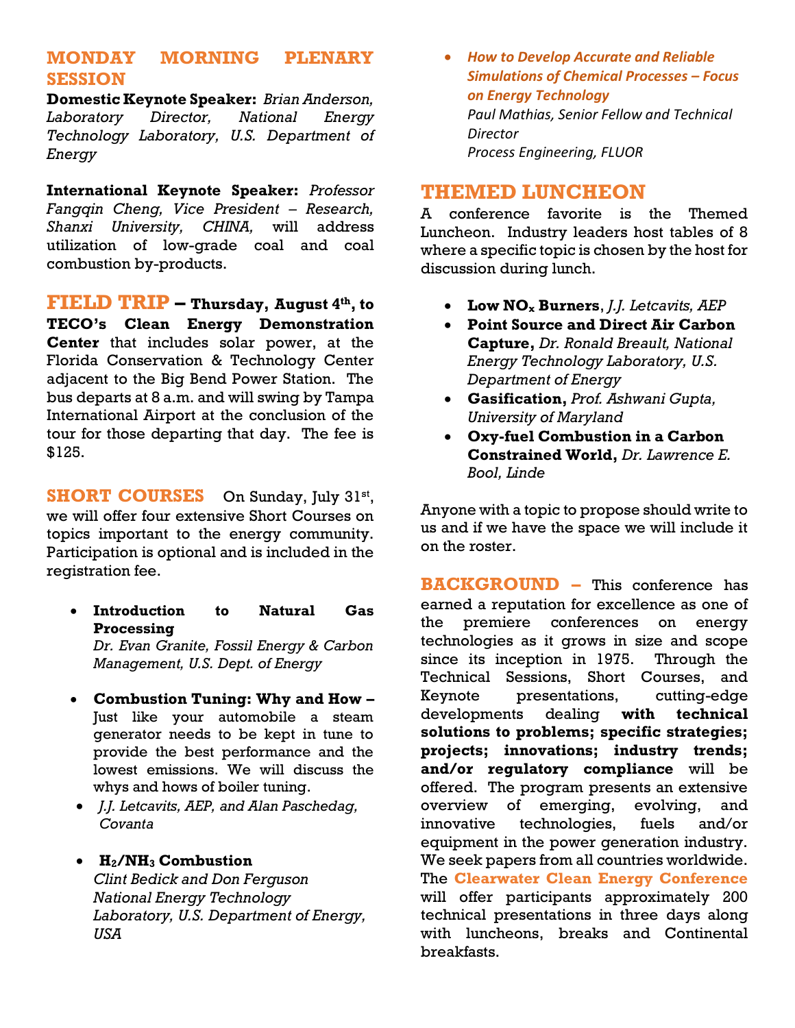## MONDAY MORNING PLENARY SESSION

**Domestic Keynote Speaker:** *Brian Anderson, Laboratory Director, National Energy Technology Laboratory, U.S. Department of Energy*

**International Keynote Speaker:** *Professor Fangqin Cheng, Vice President – Research, Shanxi University, CHINA,* will address utilization of low-grade coal and coal combustion by-products.

## FIELD TRIP – Thursday, August 4th, to TECO's Clean Energy Demonstration Center

**FIELD TRIP – Thursday, August 4th, to TECO's Clean Energy Demonstration Center** that includes solar power, at the Florida Conservation & Technology Center adjacent to the Big Bend Power Station. The bus departs at 8 a.m. and will swing by Tampa International Airport at the conclusion of the tour for those departing that day. The fee is $125.

## SHORT COURSES

On Sunday, July 31st, we will offer four extensive Short Courses on topics important to the energy community. Participation is optional and is included in the registration fee.

- **Introduction to Natural Gas Processing**
  *Dr. Evan Granite, Fossil Energy & Carbon Management, U.S. Dept. of Energy*

- **Combustion Tuning: Why and How –** Just like your automobile a steam generator needs to be kept in tune to provide the best performance and the lowest emissions. We will discuss the whys and hows of boiler tuning.
- *J.J. Letcavits, AEP, and Alan Paschedag, Covanta*

- **$H_2/NH_3$ Combustion**
  *Clint Bedick and Don Ferguson*
  *National Energy Technology Laboratory, U.S. Department of Energy, USA*

- ***How to Develop Accurate and Reliable Simulations of Chemical Processes – Focus on Energy Technology***
  *Paul Mathias, Senior Fellow and Technical Director*
  *Process Engineering, FLUOR*

## THEMED LUNCHEON

A conference favorite is the Themed Luncheon. Industry leaders host tables of 8 where a specific topic is chosen by the host for discussion during lunch.

- **Low $NO_x$ Burners**, *J.J. Letcavits, AEP*
- **Point Source and Direct Air Carbon Capture,** *Dr. Ronald Breault, National Energy Technology Laboratory, U.S. Department of Energy*
- **Gasification,** *Prof. Ashwani Gupta, University of Maryland*
- **Oxy-fuel Combustion in a Carbon Constrained World,** *Dr. Lawrence E. Bool, Linde*

Anyone with a topic to propose should write to us and if we have the space we will include it on the roster.

## BACKGROUND

This conference has earned a reputation for excellence as one of the premiere conferences on energy technologies as it grows in size and scope since its inception in 1975. Through the Technical Sessions, Short Courses, and Keynote presentations, cutting-edge developments dealing **with technical solutions to problems; specific strategies; projects; innovations; industry trends; and/or regulatory compliance** will be offered. The program presents an extensive overview of emerging, evolving, and innovative technologies, fuels and/or equipment in the power generation industry. We seek papers from all countries worldwide. The **Clearwater Clean Energy Conference** will offer participants approximately 200 technical presentations in three days along with luncheons, breaks and Continental breakfasts.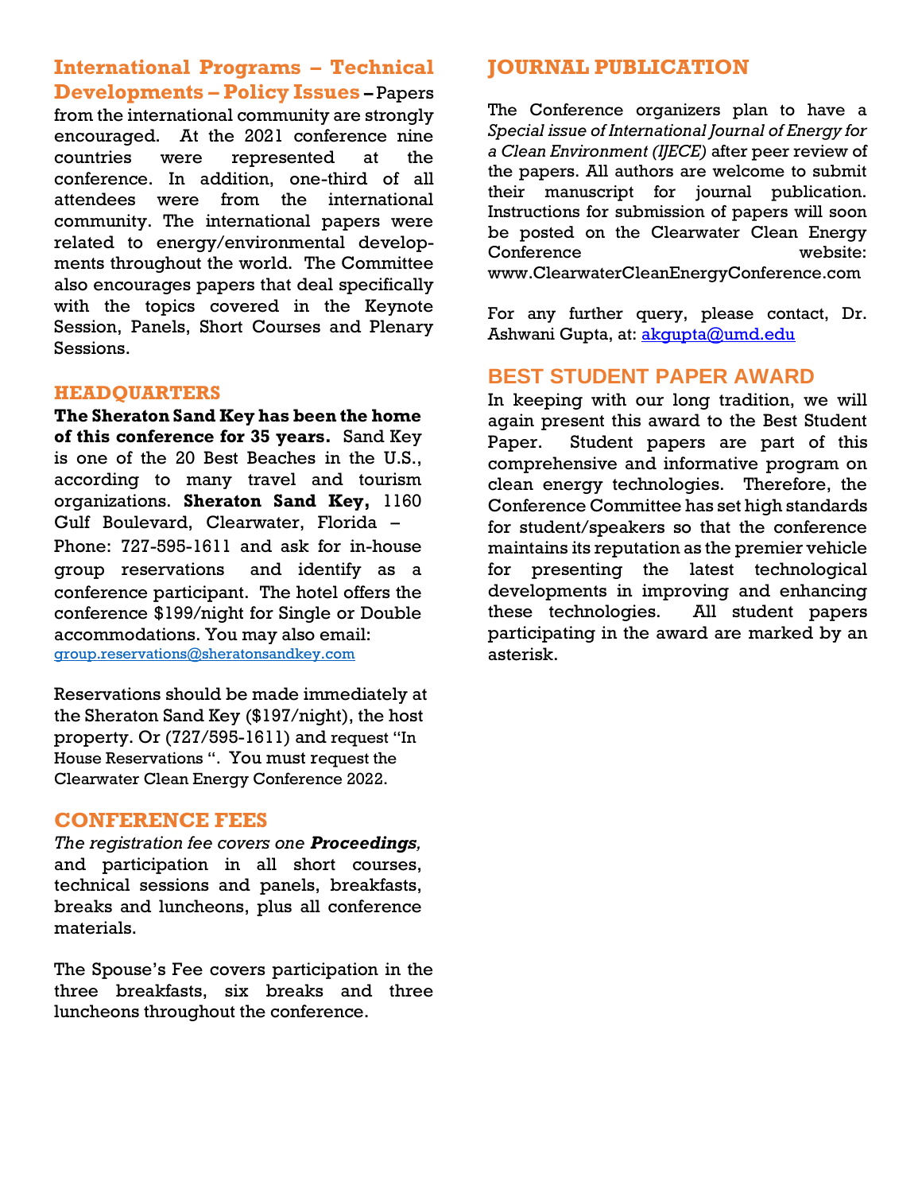**International Programs – Technical Developments – Policy Issues** – Papers from the international community are strongly encouraged. At the 2021 conference nine countries were represented at the conference. In addition, one-third of all attendees were from the international community. The international papers were related to energy/environmental developments throughout the world. The Committee also encourages papers that deal specifically with the topics covered in the Keynote Session, Panels, Short Courses and Plenary Sessions.

## HEADQUARTERS

**The Sheraton Sand Key has been the home of this conference for 35 years.** Sand Key is one of the 20 Best Beaches in the U.S., according to many travel and tourism organizations. **Sheraton Sand Key,** 1160 Gulf Boulevard, Clearwater, Florida – Phone: 727-595-1611 and ask for in-house group reservations and identify as a conference participant. The hotel offers the conference $199/night for Single or Double accommodations. You may also email: group.reservations@sheratonsandkey.com

Reservations should be made immediately at the Sheraton Sand Key ($197/night), the host property. Or (727/595-1611) and request "In House Reservations ". You must request the Clearwater Clean Energy Conference 2022.

## CONFERENCE FEES

*The registration fee covers one* ***Proceedings****,* and participation in all short courses, technical sessions and panels, breakfasts, breaks and luncheons, plus all conference materials.

The Spouse's Fee covers participation in the three breakfasts, six breaks and three luncheons throughout the conference.

## JOURNAL PUBLICATION

The Conference organizers plan to have a *Special issue of International Journal of Energy for a Clean Environment (IJECE)* after peer review of the papers. All authors are welcome to submit their manuscript for journal publication. Instructions for submission of papers will soon be posted on the Clearwater Clean Energy Conference website: www.ClearwaterCleanEnergyConference.com

For any further query, please contact, Dr. Ashwani Gupta, at: akgupta@umd.edu

## BEST STUDENT PAPER AWARD

In keeping with our long tradition, we will again present this award to the Best Student Paper. Student papers are part of this comprehensive and informative program on clean energy technologies. Therefore, the Conference Committee has set high standards for student/speakers so that the conference maintains its reputation as the premier vehicle for presenting the latest technological developments in improving and enhancing these technologies. All student papers participating in the award are marked by an asterisk.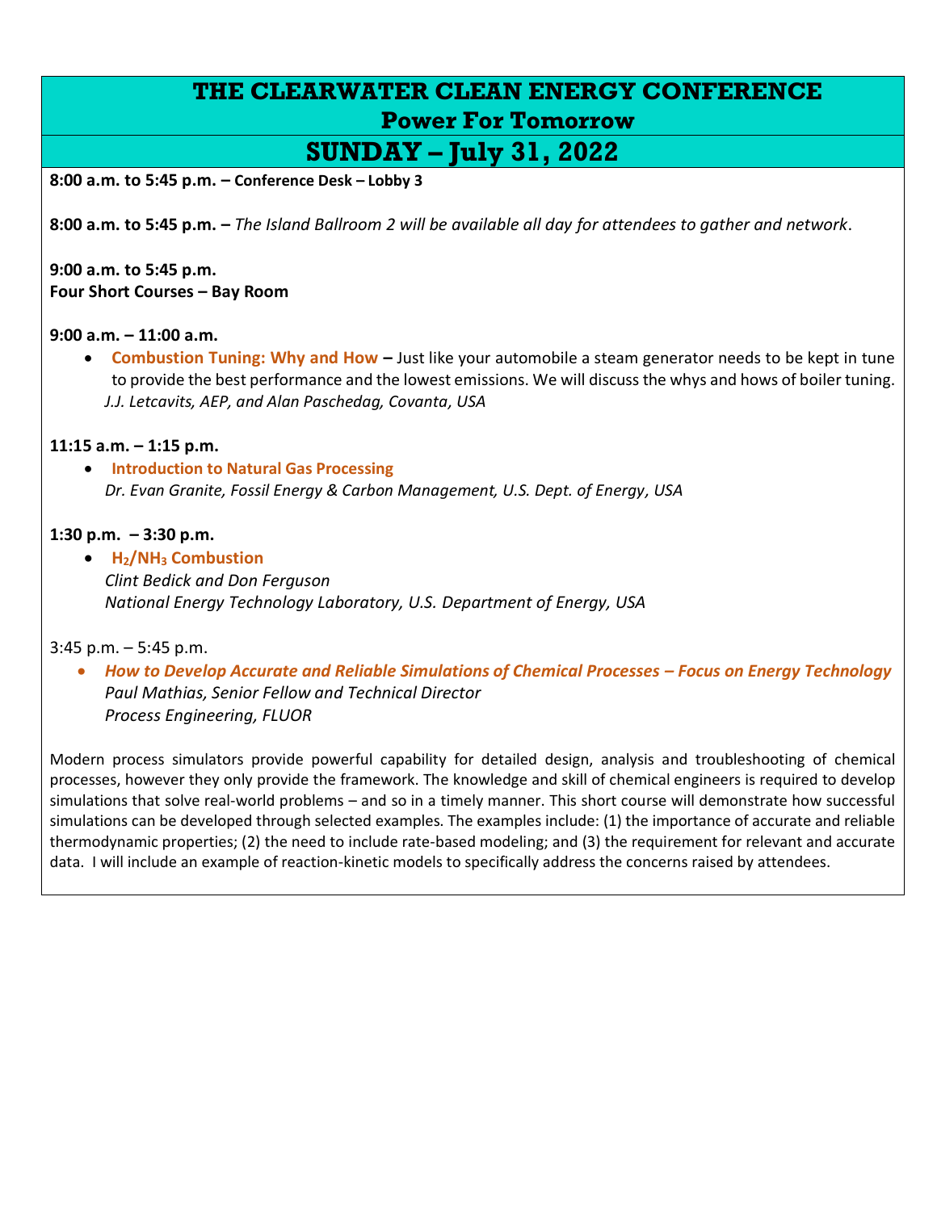# THE CLEARWATER CLEAN ENERGY CONFERENCE

## Power For Tomorrow

## SUNDAY – July 31, 2022

**8:00 a.m. to 5:45 p.m. – Conference Desk – Lobby 3**

**8:00 a.m. to 5:45 p.m. –** *The Island Ballroom 2 will be available all day for attendees to gather and network*.

**9:00 a.m. to 5:45 p.m.**
**Four Short Courses – Bay Room**

**9:00 a.m. – 11:00 a.m.**

- **Combustion Tuning: Why and How –** Just like your automobile a steam generator needs to be kept in tune to provide the best performance and the lowest emissions. We will discuss the whys and hows of boiler tuning.
  *J.J. Letcavits, AEP, and Alan Paschedag, Covanta, USA*

**11:15 a.m. – 1:15 p.m.**

- **Introduction to Natural Gas Processing**
  *Dr. Evan Granite, Fossil Energy & Carbon Management, U.S. Dept. of Energy, USA*

**1:30 p.m. – 3:30 p.m.**

- **$H_2$/$NH_3$ Combustion**
  *Clint Bedick and Don Ferguson*
  *National Energy Technology Laboratory, U.S. Department of Energy, USA*

3:45 p.m. – 5:45 p.m.

- ***How to Develop Accurate and Reliable Simulations of Chemical Processes – Focus on Energy Technology***
  *Paul Mathias, Senior Fellow and Technical Director*
  *Process Engineering, FLUOR*

Modern process simulators provide powerful capability for detailed design, analysis and troubleshooting of chemical processes, however they only provide the framework. The knowledge and skill of chemical engineers is required to develop simulations that solve real-world problems – and so in a timely manner. This short course will demonstrate how successful simulations can be developed through selected examples. The examples include: (1) the importance of accurate and reliable thermodynamic properties; (2) the need to include rate-based modeling; and (3) the requirement for relevant and accurate data. I will include an example of reaction-kinetic models to specifically address the concerns raised by attendees.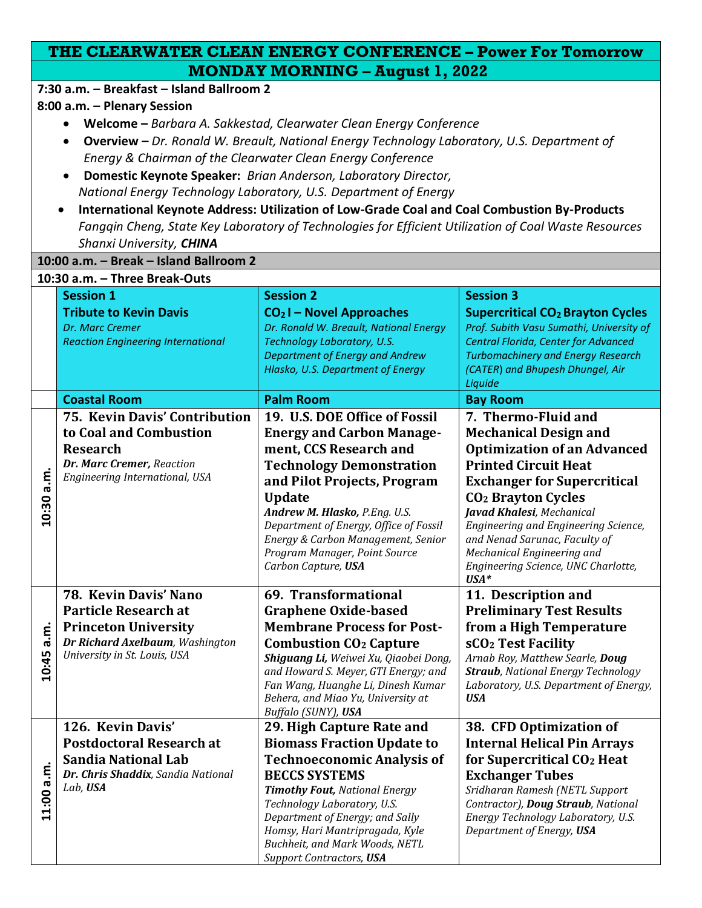# THE CLEARWATER CLEAN ENERGY CONFERENCE – Power For Tomorrow

## MONDAY MORNING – August 1, 2022

**7:30 a.m. – Breakfast – Island Ballroom 2**

**8:00 a.m. – Plenary Session**

- **Welcome –** *Barbara A. Sakkestad, Clearwater Clean Energy Conference*
- **Overview –** *Dr. Ronald W. Breault, National Energy Technology Laboratory, U.S. Department of Energy & Chairman of the Clearwater Clean Energy Conference*
- **Domestic Keynote Speaker:** *Brian Anderson, Laboratory Director, National Energy Technology Laboratory, U.S. Department of Energy*
- **International Keynote Address: Utilization of Low-Grade Coal and Coal Combustion By-Products** *Fangqin Cheng, State Key Laboratory of Technologies for Efficient Utilization of Coal Waste Resources Shanxi University, **CHINA***

**10:00 a.m. – Break – Island Ballroom 2**

**10:30 a.m. – Three Break-Outs**

| | Session 1 | Session 2 | Session 3 |
|---|---|---|---|
| | **Session 1**<br>**Tribute to Kevin Davis**<br>*Dr. Marc Cremer*<br>*Reaction Engineering International* | **Session 2**<br>**$CO_2$ I – Novel Approaches**<br>*Dr. Ronald W. Breault, National Energy Technology Laboratory, U.S. Department of Energy and Andrew Hlasko, U.S. Department of Energy* | **Session 3**<br>**Supercritical $CO_2$ Brayton Cycles**<br>*Prof. Subith Vasu Sumathi, University of Central Florida, Center for Advanced Turbomachinery and Energy Research (CATER) and Bhupesh Dhungel, Air Liquide* |
| | **Coastal Room** | **Palm Room** | **Bay Room** |
| **10:30 a.m.** | **75. Kevin Davis' Contribution to Coal and Combustion Research**<br>***Dr. Marc Cremer,*** *Reaction Engineering International, USA* | **19. U.S. DOE Office of Fossil Energy and Carbon Management, CCS Research and Technology Demonstration and Pilot Projects, Program Update**<br>***Andrew M. Hlasko,*** *P.Eng. U.S. Department of Energy, Office of Fossil Energy & Carbon Management, Senior Program Manager, Point Source Carbon Capture,* ***USA*** | **7. Thermo-Fluid and Mechanical Design and Optimization of an Advanced Printed Circuit Heat Exchanger for Supercritical $CO_2$ Brayton Cycles**<br>***Javad Khalesi****, Mechanical Engineering and Engineering Science, and Nenad Sarunac, Faculty of Mechanical Engineering and Engineering Science, UNC Charlotte,* ***USA\**** |
| **10:45 a.m.** | **78. Kevin Davis' Nano Particle Research at Princeton University**<br>***Dr Richard Axelbaum****, Washington University in St. Louis, USA* | **69. Transformational Graphene Oxide-based Membrane Process for Post-Combustion $CO_2$ Capture**<br>***Shiguang Li,*** *Weiwei Xu, Qiaobei Dong, and Howard S. Meyer, GTI Energy; and Fan Wang, Huanghe Li, Dinesh Kumar Behera, and Miao Yu, University at Buffalo (SUNY),* ***USA*** | **11. Description and Preliminary Test Results from a High Temperature $sCO_2$ Test Facility**<br>*Arnab Roy, Matthew Searle,* ***Doug Straub****, National Energy Technology Laboratory, U.S. Department of Energy,* ***USA*** |
| **11:00 a.m.** | **126. Kevin Davis' Postdoctoral Research at Sandia National Lab**<br>***Dr. Chris Shaddix****, Sandia National Lab,* ***USA*** | **29. High Capture Rate and Biomass Fraction Update to Technoeconomic Analysis of BECCS SYSTEMS**<br>***Timothy Fout,*** *National Energy Technology Laboratory, U.S. Department of Energy; and Sally Homsy, Hari Mantripragada, Kyle Buchheit, and Mark Woods, NETL Support Contractors,* ***USA*** | **38. CFD Optimization of Internal Helical Pin Arrays for Supercritical $CO_2$ Heat Exchanger Tubes**<br>*Sridharan Ramesh (NETL Support Contractor),* ***Doug Straub****, National Energy Technology Laboratory, U.S. Department of Energy,* ***USA*** |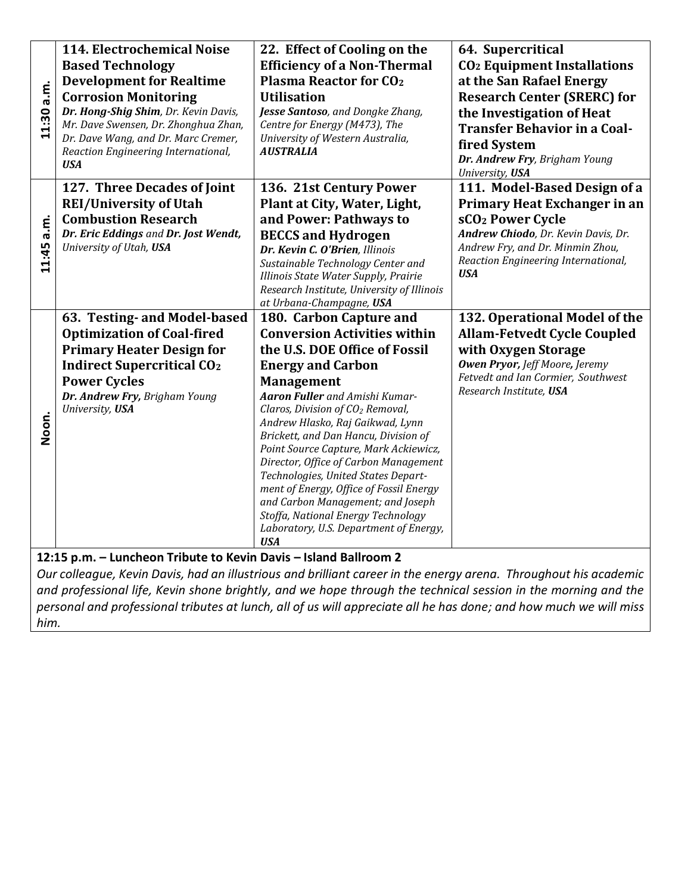| Time | | | |
|---|---|---|---|
| 11:30 a.m. | **114. Electrochemical Noise Based Technology Development for Realtime Corrosion Monitoring**<br>***Dr. Hong-Shig Shim***, *Dr. Kevin Davis, Mr. Dave Swensen, Dr. Zhonghua Zhan, Dr. Dave Wang, and Dr. Marc Cremer, Reaction Engineering International,* ***USA*** | **22. Effect of Cooling on the Efficiency of a Non-Thermal Plasma Reactor for $CO_2$ Utilisation**<br>***Jesse Santoso***, *and Dongke Zhang, Centre for Energy (M473), The University of Western Australia,* ***AUSTRALIA*** | **64. Supercritical $CO_2$ Equipment Installations at the San Rafael Energy Research Center (SRERC) for the Investigation of Heat Transfer Behavior in a Coal-fired System**<br>***Dr. Andrew Fry***, *Brigham Young University,* ***USA*** |
| 11:45 a.m. | **127. Three Decades of Joint REI/University of Utah Combustion Research**<br>***Dr. Eric Eddings*** *and* ***Dr. Jost Wendt***, *University of Utah,* ***USA*** | **136. 21st Century Power Plant at City, Water, Light, and Power: Pathways to BECCS and Hydrogen**<br>***Dr. Kevin C. O'Brien***, *Illinois Sustainable Technology Center and Illinois State Water Supply, Prairie Research Institute, University of Illinois at Urbana-Champagne,* ***USA*** | **111. Model-Based Design of a Primary Heat Exchanger in an $sCO_2$ Power Cycle**<br>***Andrew Chiodo***, *Dr. Kevin Davis, Dr. Andrew Fry, and Dr. Minmin Zhou, Reaction Engineering International,* ***USA*** |
| Noon. | **63. Testing- and Model-based Optimization of Coal-fired Primary Heater Design for Indirect Supercritical $CO_2$ Power Cycles**<br>***Dr. Andrew Fry***, *Brigham Young University,* ***USA*** | **180. Carbon Capture and Conversion Activities within the U.S. DOE Office of Fossil Energy and Carbon Management**<br>***Aaron Fuller*** *and Amishi Kumar-Claros, Division of $CO_2$ Removal, Andrew Hlasko, Raj Gaikwad, Lynn Brickett, and Dan Hancu, Division of Point Source Capture, Mark Ackiewicz, Director, Office of Carbon Management Technologies, United States Department of Energy, Office of Fossil Energy and Carbon Management; and Joseph Stoffa, National Energy Technology Laboratory, U.S. Department of Energy,* ***USA*** | **132. Operational Model of the Allam-Fetvedt Cycle Coupled with Oxygen Storage**<br>***Owen Pryor***, *Jeff Moore, Jeremy Fetvedt and Ian Cormier, Southwest Research Institute,* ***USA*** |

**12:15 p.m. – Luncheon Tribute to Kevin Davis – Island Ballroom 2**

*Our colleague, Kevin Davis, had an illustrious and brilliant career in the energy arena. Throughout his academic and professional life, Kevin shone brightly, and we hope through the technical session in the morning and the personal and professional tributes at lunch, all of us will appreciate all he has done; and how much we will miss him.*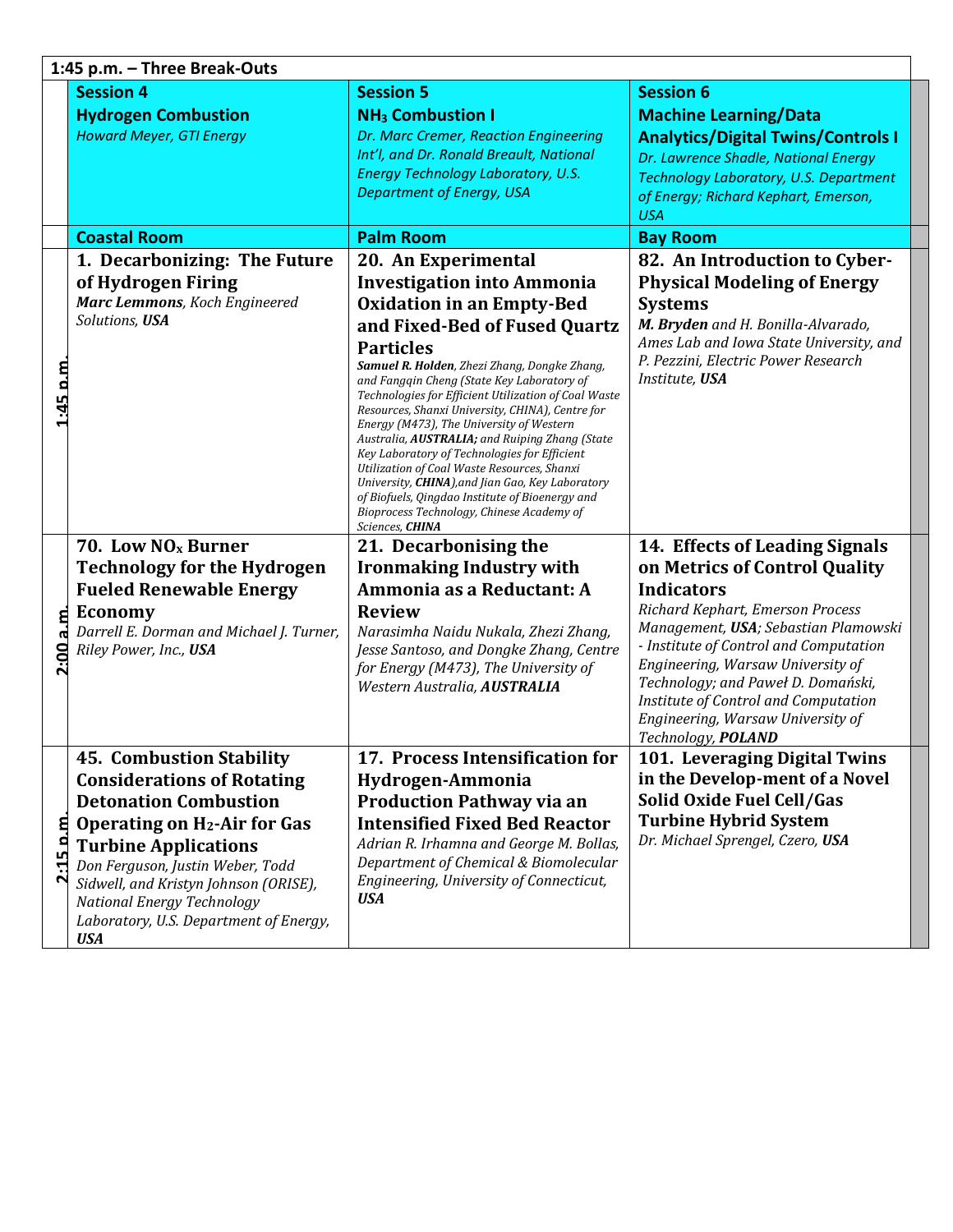| 1:45 p.m. – Three Break-Outs | | | |
|---|---|---|---|
| | **Session 4**<br>**Hydrogen Combustion**<br>*Howard Meyer, GTI Energy* | **Session 5**<br>**$NH_3$ Combustion I**<br>*Dr. Marc Cremer, Reaction Engineering Int'l, and Dr. Ronald Breault, National Energy Technology Laboratory, U.S. Department of Energy, USA* | **Session 6**<br>**Machine Learning/Data Analytics/Digital Twins/Controls I**<br>*Dr. Lawrence Shadle, National Energy Technology Laboratory, U.S. Department of Energy; Richard Kephart, Emerson, USA* |
| | **Coastal Room** | **Palm Room** | **Bay Room** |
| 1:45 p.m. | **1. Decarbonizing: The Future of Hydrogen Firing**<br>***Marc Lemmons****, Koch Engineered Solutions,* ***USA*** | **20. An Experimental Investigation into Ammonia Oxidation in an Empty-Bed and Fixed-Bed of Fused Quartz Particles**<br>***Samuel R. Holden****, Zhezi Zhang, Dongke Zhang, and Fangqin Cheng (State Key Laboratory of Technologies for Efficient Utilization of Coal Waste Resources, Shanxi University, CHINA), Centre for Energy (M473), The University of Western Australia,* ***AUSTRALIA;*** *and Ruiping Zhang (State Key Laboratory of Technologies for Efficient Utilization of Coal Waste Resources, Shanxi University,* ***CHINA****),and Jian Gao, Key Laboratory of Biofuels, Qingdao Institute of Bioenergy and Bioprocess Technology, Chinese Academy of Sciences,* ***CHINA*** | **82. An Introduction to Cyber-Physical Modeling of Energy Systems**<br>***M. Bryden*** *and H. Bonilla-Alvarado, Ames Lab and Iowa State University, and P. Pezzini, Electric Power Research Institute,* ***USA*** |
| 2:00 a.m. | **70. Low $NO_x$ Burner Technology for the Hydrogen Fueled Renewable Energy Economy**<br>*Darrell E. Dorman and Michael J. Turner, Riley Power, Inc.,* ***USA*** | **21. Decarbonising the Ironmaking Industry with Ammonia as a Reductant: A Review**<br>*Narasimha Naidu Nukala, Zhezi Zhang, Jesse Santoso, and Dongke Zhang, Centre for Energy (M473), The University of Western Australia,* ***AUSTRALIA*** | **14. Effects of Leading Signals on Metrics of Control Quality Indicators**<br>*Richard Kephart, Emerson Process Management,* ***USA****; Sebastian Plamowski - Institute of Control and Computation Engineering, Warsaw University of Technology; and Paweł D. Domański, Institute of Control and Computation Engineering, Warsaw University of Technology,* ***POLAND*** |
| 2:15 p.m. | **45. Combustion Stability Considerations of Rotating Detonation Combustion Operating on $H_2$-Air for Gas Turbine Applications**<br>*Don Ferguson, Justin Weber, Todd Sidwell, and Kristyn Johnson (ORISE), National Energy Technology Laboratory, U.S. Department of Energy,* ***USA*** | **17. Process Intensification for Hydrogen-Ammonia Production Pathway via an Intensified Fixed Bed Reactor**<br>*Adrian R. Irhamna and George M. Bollas, Department of Chemical & Biomolecular Engineering, University of Connecticut,* ***USA*** | **101. Leveraging Digital Twins in the Develop-ment of a Novel Solid Oxide Fuel Cell/Gas Turbine Hybrid System**<br>*Dr. Michael Sprengel, Czero,* ***USA*** |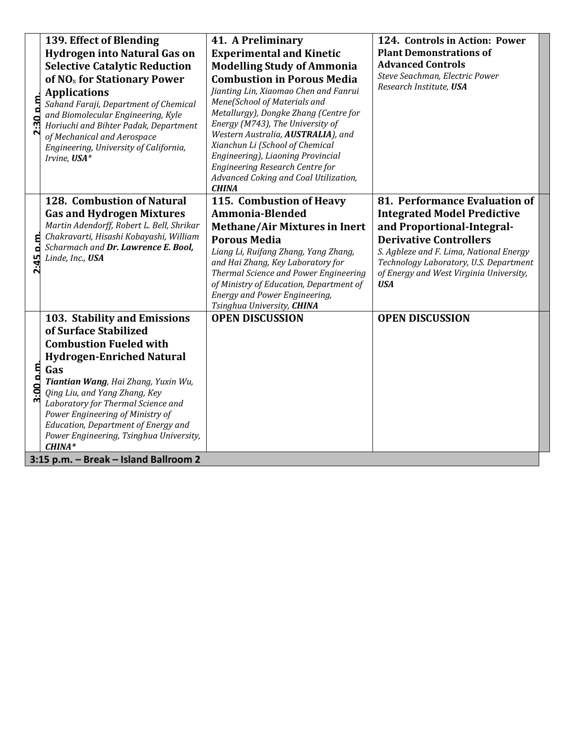| Time | | | |
|---|---|---|---|
| 2:30 p.m. | **139. Effect of Blending Hydrogen into Natural Gas on Selective Catalytic Reduction of $NO_x$ for Stationary Power Applications**<br>*Sahand Faraji, Department of Chemical and Biomolecular Engineering, Kyle Horiuchi and Bihter Padak, Department of Mechanical and Aerospace Engineering, University of California, Irvine, **USA****** | **41. A Preliminary Experimental and Kinetic Modelling Study of Ammonia Combustion in Porous Media**<br>*Jianting Lin, Xiaomao Chen and Fanrui Mene(School of Materials and Metallurgy), Dongke Zhang (Centre for Energy (M743), The University of Western Australia, **AUSTRALIA**), and Xianchun Li (School of Chemical Engineering), Liaoning Provincial Engineering Research Centre for Advanced Coking and Coal Utilization, **CHINA*** | **124. Controls in Action: Power Plant Demonstrations of Advanced Controls**<br>*Steve Seachman, Electric Power Research Institute, **USA*** |
| 2:45 p.m. | **128. Combustion of Natural Gas and Hydrogen Mixtures**<br>*Martin Adendorff, Robert L. Bell, Shrikar Chakravarti, Hisashi Kobayashi, William Scharmach and **Dr. Lawrence E. Bool,** Linde, Inc., **USA*** | **115. Combustion of Heavy Ammonia-Blended Methane/Air Mixtures in Inert Porous Media**<br>*Liang Li, Ruifang Zhang, Yang Zhang, and Hai Zhang, Key Laboratory for Thermal Science and Power Engineering of Ministry of Education, Department of Energy and Power Engineering, Tsinghua University, **CHINA*** | **81. Performance Evaluation of Integrated Model Predictive and Proportional-Integral-Derivative Controllers**<br>*S. Agbleze and F. Lima, National Energy Technology Laboratory, U.S. Department of Energy and West Virginia University, **USA*** |
| 3:00 p.m. | **103. Stability and Emissions of Surface Stabilized Combustion Fueled with Hydrogen-Enriched Natural Gas**<br>***Tiantian Wang**, Hai Zhang, Yuxin Wu, Qing Liu, and Yang Zhang, Key Laboratory for Thermal Science and Power Engineering of Ministry of Education, Department of Energy and Power Engineering, Tsinghua University, **CHINA****** | **OPEN DISCUSSION** | **OPEN DISCUSSION** |

**3:15 p.m. – Break – Island Ballroom 2**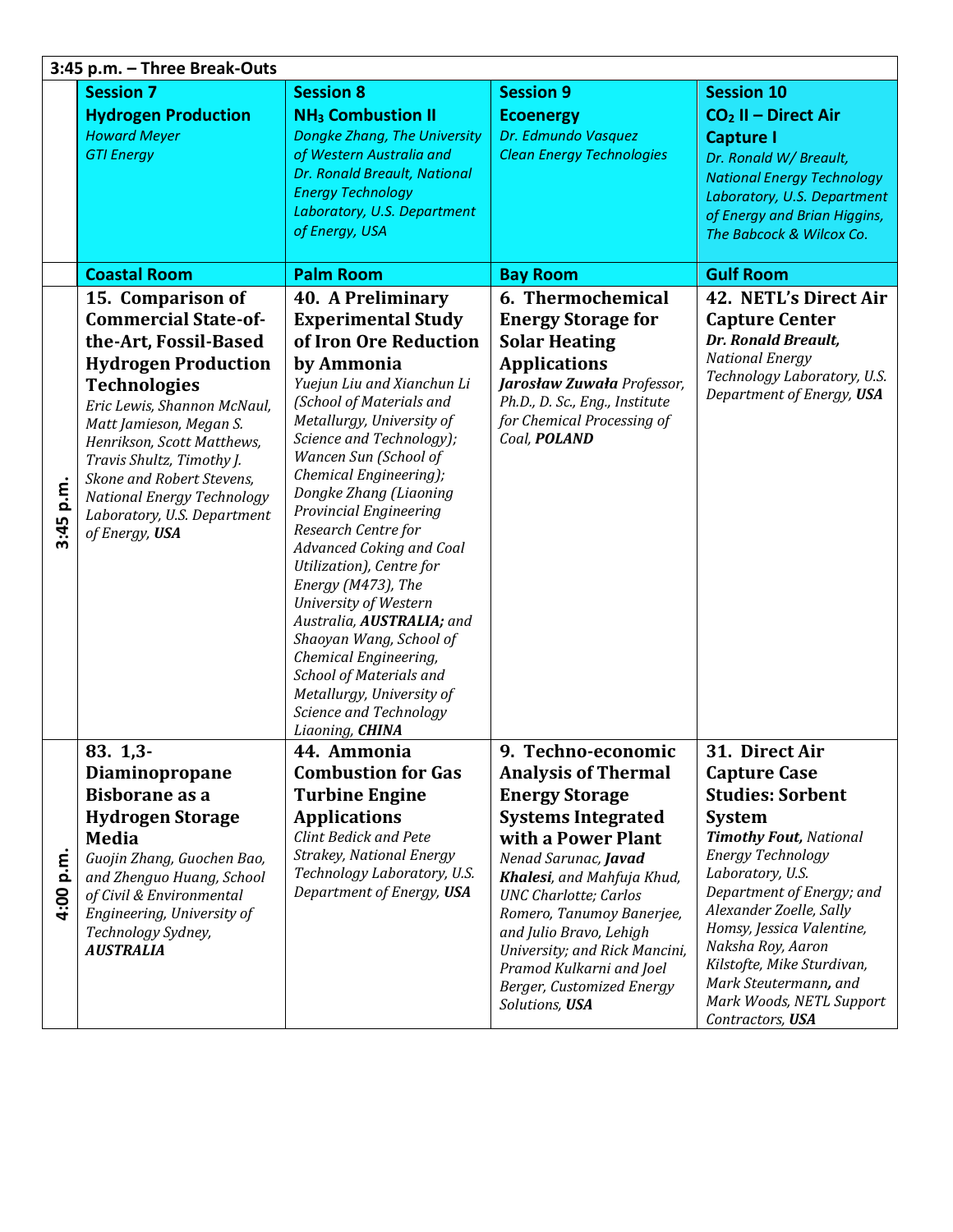| 3:45 p.m. – Three Break-Outs | | | | |
|---|---|---|---|---|
| | **Session 7** **Hydrogen Production** *Howard Meyer* *GTI Energy* | **Session 8** **$NH_3$ Combustion II** *Dongke Zhang, The University of Western Australia and Dr. Ronald Breault, National Energy Technology Laboratory, U.S. Department of Energy, USA* | **Session 9** **Ecoenergy** *Dr. Edmundo Vasquez* *Clean Energy Technologies* | **Session 10** **$CO_2$ II – Direct Air Capture I** *Dr. Ronald W/ Breault, National Energy Technology Laboratory, U.S. Department of Energy and Brian Higgins, The Babcock & Wilcox Co.* |
| | **Coastal Room** | **Palm Room** | **Bay Room** | **Gulf Room** |
| **3:45 p.m.** | **15. Comparison of Commercial State-of-the-Art, Fossil-Based Hydrogen Production Technologies** *Eric Lewis, Shannon McNaul, Matt Jamieson, Megan S. Henrikson, Scott Matthews, Travis Shultz, Timothy J. Skone and Robert Stevens, National Energy Technology Laboratory, U.S. Department of Energy,* ***USA*** | **40. A Preliminary Experimental Study of Iron Ore Reduction by Ammonia** *Yuejun Liu and Xianchun Li (School of Materials and Metallurgy, University of Science and Technology); Wancen Sun (School of Chemical Engineering); Dongke Zhang (Liaoning Provincial Engineering Research Centre for Advanced Coking and Coal Utilization), Centre for Energy (M473), The University of Western Australia,* ***AUSTRALIA;*** *and Shaoyan Wang, School of Chemical Engineering, School of Materials and Metallurgy, University of Science and Technology Liaoning,* ***CHINA*** | **6. Thermochemical Energy Storage for Solar Heating Applications** ***Jarosław Zuwała*** *Professor, Ph.D., D. Sc., Eng., Institute for Chemical Processing of Coal,* ***POLAND*** | **42. NETL's Direct Air Capture Center** ***Dr. Ronald Breault,*** *National Energy Technology Laboratory, U.S. Department of Energy,* ***USA*** |
| **4:00 p.m.** | **83. 1,3-Diaminopropane Bisborane as a Hydrogen Storage Media** *Guojin Zhang, Guochen Bao, and Zhenguo Huang, School of Civil & Environmental Engineering, University of Technology Sydney,* ***AUSTRALIA*** | **44. Ammonia Combustion for Gas Turbine Engine Applications** *Clint Bedick and Pete Strakey, National Energy Technology Laboratory, U.S. Department of Energy,* ***USA*** | **9. Techno-economic Analysis of Thermal Energy Storage Systems Integrated with a Power Plant** *Nenad Sarunac,* ***Javad Khalesi****, and Mahfuja Khud, UNC Charlotte; Carlos Romero, Tanumoy Banerjee, and Julio Bravo, Lehigh University; and Rick Mancini, Pramod Kulkarni and Joel Berger, Customized Energy Solutions,* ***USA*** | **31. Direct Air Capture Case Studies: Sorbent System** ***Timothy Fout,*** *National Energy Technology Laboratory, U.S. Department of Energy; and Alexander Zoelle, Sally Homsy, Jessica Valentine, Naksha Roy, Aaron Kilstofte, Mike Sturdivan, Mark Steutermann, and Mark Woods, NETL Support Contractors,* ***USA*** |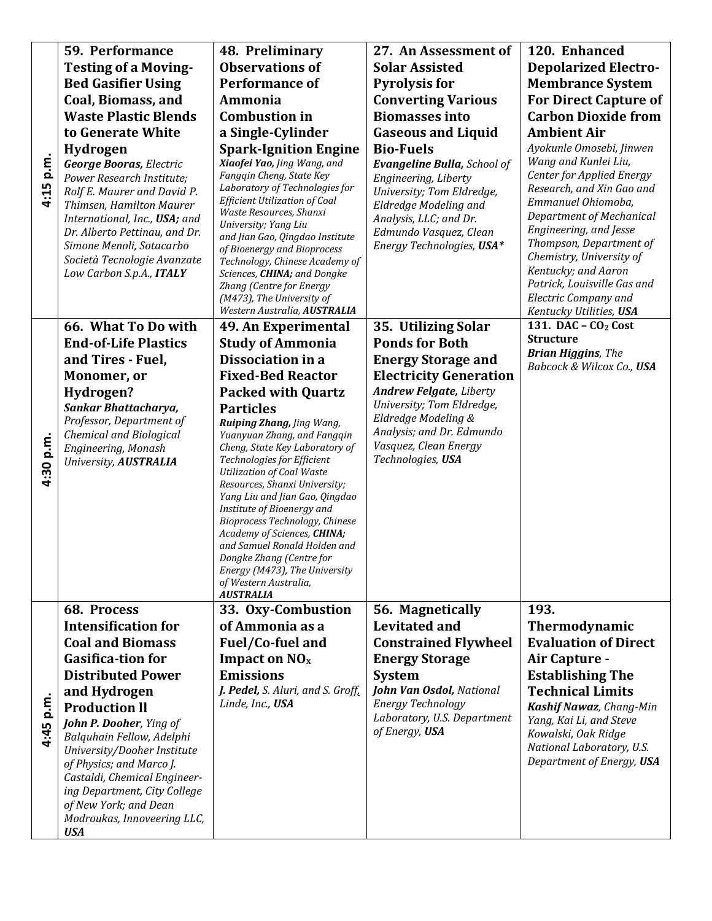| | | | | |
|---|---|---|---|---|
| **4:15 p.m.** | **59. Performance Testing of a Moving-Bed Gasifier Using Coal, Biomass, and Waste Plastic Blends to Generate White Hydrogen** ***George Booras,*** *Electric Power Research Institute; Rolf E. Maurer and David P. Thimsen, Hamilton Maurer International, Inc.,* ***USA;*** *and Dr. Alberto Pettinau, and Dr. Simone Menoli, Sotacarbo Società Tecnologie Avanzate Low Carbon S.p.A.,* ***ITALY*** | **48. Preliminary Observations of Performance of Ammonia Combustion in a Single-Cylinder Spark-Ignition Engine** ***Xiaofei Yao,*** *Jing Wang, and Fangqin Cheng, State Key Laboratory of Technologies for Efficient Utilization of Coal Waste Resources, Shanxi University; Yang Liu and Jian Gao, Qingdao Institute of Bioenergy and Bioprocess Technology, Chinese Academy of Sciences,* ***CHINA;*** *and Dongke Zhang (Centre for Energy (M473), The University of Western Australia,* ***AUSTRALIA*** | **27. An Assessment of Solar Assisted Pyrolysis for Converting Various Biomasses into Gaseous and Liquid Bio-Fuels** ***Evangeline Bulla,*** *School of Engineering, Liberty University; Tom Eldredge, Eldredge Modeling and Analysis, LLC; and Dr. Edmundo Vasquez, Clean Energy Technologies,* ***USA**** | **120. Enhanced Depolarized Electro-Membrance System For Direct Capture of Carbon Dioxide from Ambient Air** *Ayokunle Omosebi, Jinwen Wang and Kunlei Liu, Center for Applied Energy Research, and Xin Gao and Emmanuel Ohiomoba, Department of Mechanical Engineering, and Jesse Thompson, Department of Chemistry, University of Kentucky; and Aaron Patrick, Louisville Gas and Electric Company and Kentucky Utilities,* ***USA*** |
| **4:30 p.m.** | **66. What To Do with End-of-Life Plastics and Tires - Fuel, Monomer, or Hydrogen?** ***Sankar Bhattacharya,*** *Professor, Department of Chemical and Biological Engineering, Monash University,* ***AUSTRALIA*** | **49. An Experimental Study of Ammonia Dissociation in a Fixed-Bed Reactor Packed with Quartz Particles** ***Ruiping Zhang,*** *Jing Wang, Yuanyuan Zhang, and Fangqin Cheng, State Key Laboratory of Technologies for Efficient Utilization of Coal Waste Resources, Shanxi University; Yang Liu and Jian Gao, Qingdao Institute of Bioenergy and Bioprocess Technology, Chinese Academy of Sciences,* ***CHINA;*** *and Samuel Ronald Holden and Dongke Zhang (Centre for Energy (M473), The University of Western Australia,* ***AUSTRALIA*** | **35. Utilizing Solar Ponds for Both Energy Storage and Electricity Generation** ***Andrew Felgate,*** *Liberty University; Tom Eldredge, Eldredge Modeling & Analysis; and Dr. Edmundo Vasquez, Clean Energy Technologies,* ***USA*** | **131. DAC – $CO_2$ Cost Structure** ***Brian Higgins****, The Babcock & Wilcox Co.,* ***USA*** |
| **4:45 p.m.** | **68. Process Intensification for Coal and Biomass Gasifica-tion for Distributed Power and Hydrogen Production ll** ***John P. Dooher****, Ying of Balquhain Fellow, Adelphi University/Dooher Institute of Physics; and Marco J. Castaldi, Chemical Engineer-ing Department, City College of New York; and Dean Modroukas, Innoveering LLC,* ***USA*** | **33. Oxy-Combustion of Ammonia as a Fuel/Co-fuel and Impact on $NO_x$ Emissions** ***J. Pedel,*** *S. Aluri, and S. Groff, Linde, Inc.,* ***USA*** | **56. Magnetically Levitated and Constrained Flywheel Energy Storage System** ***John Van Osdol,*** *National Energy Technology Laboratory, U.S. Department of Energy,* ***USA*** | **193. Thermodynamic Evaluation of Direct Air Capture - Establishing The Technical Limits** ***Kashif Nawaz****, Chang-Min Yang, Kai Li, and Steve Kowalski, Oak Ridge National Laboratory, U.S. Department of Energy,* ***USA*** |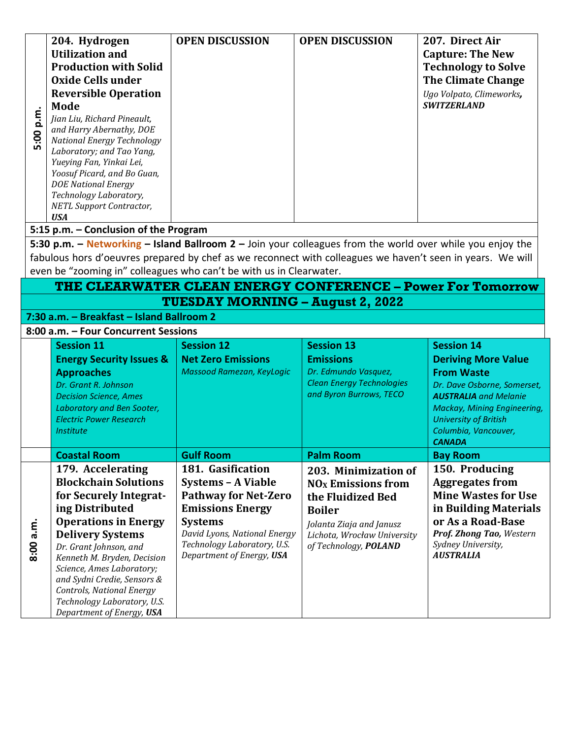| | | | | |
|---|---|---|---|---|
| 5:00 p.m. | **204. Hydrogen Utilization and Production with Solid Oxide Cells under Reversible Operation Mode** *Jian Liu, Richard Pineault, and Harry Abernathy, DOE National Energy Technology Laboratory; and Tao Yang, Yueying Fan, Yinkai Lei, Yoosuf Picard, and Bo Guan, DOE National Energy Technology Laboratory, NETL Support Contractor,* ***USA*** | **OPEN DISCUSSION** | **OPEN DISCUSSION** | **207. Direct Air Capture: The New Technology to Solve The Climate Change** *Ugo Volpato, Climeworks,* ***SWITZERLAND*** |

**5:15 p.m. – Conclusion of the Program**

**5:30 p.m. – Networking – Island Ballroom 2 –** Join your colleagues from the world over while you enjoy the fabulous hors d'oeuvres prepared by chef as we reconnect with colleagues we haven't seen in years. We will even be "zooming in" colleagues who can't be with us in Clearwater.

## THE CLEARWATER CLEAN ENERGY CONFERENCE – Power For Tomorrow

## TUESDAY MORNING – August 2, 2022

**7:30 a.m. – Breakfast – Island Ballroom 2**

**8:00 a.m. – Four Concurrent Sessions**

| | Session 11 | Session 12 | Session 13 | Session 14 |
|---|---|---|---|---|
| | **Energy Security Issues & Approaches** *Dr. Grant R. Johnson Decision Science, Ames Laboratory and Ben Sooter, Electric Power Research Institute* | **Net Zero Emissions** *Massood Ramezan, KeyLogic* | **Emissions** *Dr. Edmundo Vasquez, Clean Energy Technologies and Byron Burrows, TECO* | **Deriving More Value From Waste** *Dr. Dave Osborne, Somerset,* ***AUSTRALIA*** *and Melanie Mackay, Mining Engineering, University of British Columbia, Vancouver,* ***CANADA*** |
| | **Coastal Room** | **Gulf Room** | **Palm Room** | **Bay Room** |
| 8:00 a.m. | **179. Accelerating Blockchain Solutions for Securely Integrating Distributed Operations in Energy Delivery Systems** *Dr. Grant Johnson, and Kenneth M. Bryden, Decision Science, Ames Laboratory; and Sydni Credie, Sensors & Controls, National Energy Technology Laboratory, U.S. Department of Energy,* ***USA*** | **181. Gasification Systems – A Viable Pathway for Net-Zero Emissions Energy Systems** *David Lyons, National Energy Technology Laboratory, U.S. Department of Energy,* ***USA*** | **203. Minimization of $NO_X$ Emissions from the Fluidized Bed Boiler** *Jolanta Ziaja and Janusz Lichota, Wrocław University of Technology,* ***POLAND*** | **150. Producing Aggregates from Mine Wastes for Use in Building Materials or As a Road-Base** ***Prof. Zhong Tao****, Western Sydney University,* ***AUSTRALIA*** |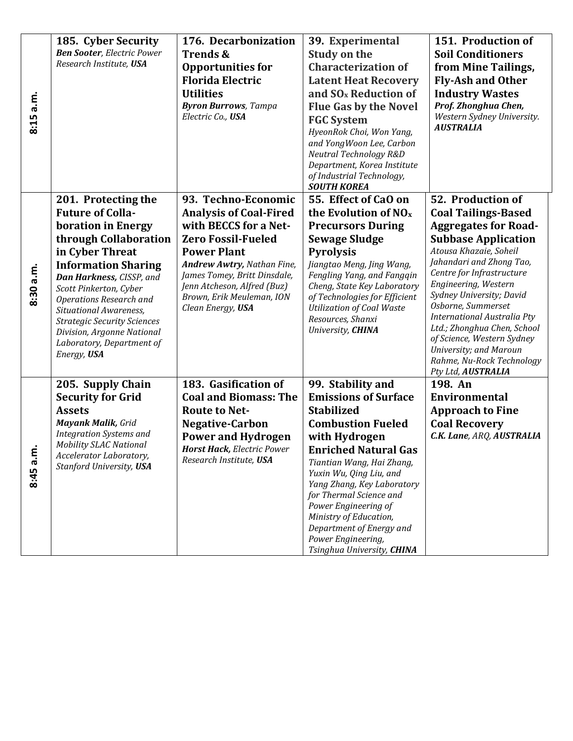| | | | | |
|---|---|---|---|---|
| 8:15 a.m. | **185. Cyber Security** ***Ben Sooter**, Electric Power Research Institute, **USA*** | **176. Decarbonization Trends & Opportunities for Florida Electric Utilities** ***Byron Burrows**, Tampa Electric Co., **USA*** | **39. Experimental Study on the Characterization of Latent Heat Recovery and $SO_x$ Reduction of Flue Gas by the Novel FGC System** *HyeonRok Choi, Won Yang, and YongWoon Lee, Carbon Neutral Technology R&D Department, Korea Institute of Industrial Technology, **SOUTH KOREA*** | **151. Production of Soil Conditioners from Mine Tailings, Fly-Ash and Other Industry Wastes** ***Prof. Zhonghua Chen,** Western Sydney University. **AUSTRALIA*** |
| 8:30 a.m. | **201. Protecting the Future of Colla-boration in Energy through Collaboration in Cyber Threat Information Sharing** ***Dan Harkness,** CISSP, and Scott Pinkerton, Cyber Operations Research and Situational Awareness, Strategic Security Sciences Division, Argonne National Laboratory, Department of Energy, **USA*** | **93. Techno-Economic Analysis of Coal-Fired with BECCS for a Net-Zero Fossil-Fueled Power Plant** ***Andrew Awtry,** Nathan Fine, James Tomey, Britt Dinsdale, Jenn Atcheson, Alfred (Buz) Brown, Erik Meuleman, ION Clean Energy, **USA*** | **55. Effect of CaO on the Evolution of $NO_x$ Precursors During Sewage Sludge Pyrolysis** *Jiangtao Meng, Jing Wang, Fengling Yang, and Fangqin Cheng, State Key Laboratory of Technologies for Efficient Utilization of Coal Waste Resources, Shanxi University, **CHINA*** | **52. Production of Coal Tailings-Based Aggregates for Road-Subbase Application** *Atousa Khazaie, Soheil Jahandari and Zhong Tao, Centre for Infrastructure Engineering, Western Sydney University; David Osborne, Summerset International Australia Pty Ltd.; Zhonghua Chen, School of Science, Western Sydney University; and Maroun Rahme, Nu-Rock Technology Pty Ltd, **AUSTRALIA*** |
| 8:45 a.m. | **205. Supply Chain Security for Grid Assets** ***Mayank Malik,** Grid Integration Systems and Mobility SLAC National Accelerator Laboratory, Stanford University, **USA*** | **183. Gasification of Coal and Biomass: The Route to Net-Negative-Carbon Power and Hydrogen** ***Horst Hack,** Electric Power Research Institute, **USA*** | **99. Stability and Emissions of Surface Stabilized Combustion Fueled with Hydrogen Enriched Natural Gas** *Tiantian Wang, Hai Zhang, Yuxin Wu, Qing Liu, and Yang Zhang, Key Laboratory for Thermal Science and Power Engineering of Ministry of Education, Department of Energy and Power Engineering, Tsinghua University, **CHINA*** | **198. An Environmental Approach to Fine Coal Recovery** ***C.K. Lane**, ARQ, **AUSTRALIA*** |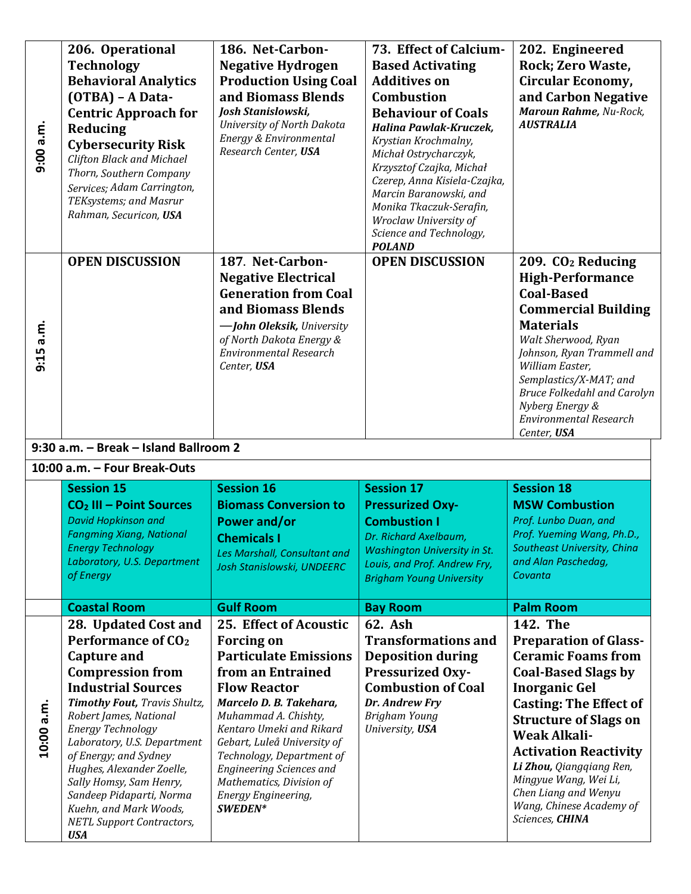| | | | | |
|---|---|---|---|---|
| 9:00 a.m. | **206. Operational Technology Behavioral Analytics (OTBA) – A Data-Centric Approach for Reducing Cybersecurity Risk** *Clifton Black and Michael Thorn, Southern Company Services; Adam Carrington, TEKsystems; and Masrur Rahman, Securicon, **USA*** | **186. Net-Carbon-Negative Hydrogen Production Using Coal and Biomass Blends** ***Josh Stanislowski,*** *University of North Dakota Energy & Environmental Research Center, **USA*** | **73. Effect of Calcium-Based Activating Additives on Combustion Behaviour of Coals** ***Halina Pawlak-Kruczek,*** *Krystian Krochmalny, Michał Ostrycharczyk, Krzysztof Czajka, Michał Czerep, Anna Kisiela-Czajka, Marcin Baranowski, and Monika Tkaczuk-Serafin, Wroclaw University of Science and Technology, **POLAND*** | **202. Engineered Rock; Zero Waste, Circular Economy, and Carbon Negative** ***Maroun Rahme,*** *Nu-Rock, **AUSTRALIA*** |
| 9:15 a.m. | **OPEN DISCUSSION** | **187. Net-Carbon-Negative Electrical Generation from Coal and Biomass Blends** *—**John Oleksik,** University of North Dakota Energy & Environmental Research Center, **USA*** | **OPEN DISCUSSION** | **209. $CO_2$ Reducing High-Performance Coal-Based Commercial Building Materials** *Walt Sherwood, Ryan Johnson, Ryan Trammell and William Easter, Semplastics/X-MAT; and Bruce Folkedahl and Carolyn Nyberg Energy & Environmental Research Center, **USA*** |

**9:30 a.m. – Break – Island Ballroom 2**

**10:00 a.m. – Four Break-Outs**

| | | | | |
|---|---|---|---|---|
| | **Session 15** **$CO_2$ III – Point Sources** *David Hopkinson and Fangming Xiang, National Energy Technology Laboratory, U.S. Department of Energy* | **Session 16** **Biomass Conversion to Power and/or Chemicals I** *Les Marshall, Consultant and Josh Stanislowski, UNDEERC* | **Session 17** **Pressurized Oxy-Combustion I** *Dr. Richard Axelbaum, Washington University in St. Louis, and Prof. Andrew Fry, Brigham Young University* | **Session 18** **MSW Combustion** *Prof. Lunbo Duan, and Prof. Yueming Wang, Ph.D., Southeast University, China and Alan Paschedag, Covanta* |
| | **Coastal Room** | **Gulf Room** | **Bay Room** | **Palm Room** |
| 10:00 a.m. | **28. Updated Cost and Performance of $CO_2$ Capture and Compression from Industrial Sources** ***Timothy Fout,*** *Travis Shultz, Robert James, National Energy Technology Laboratory, U.S. Department of Energy; and Sydney Hughes, Alexander Zoelle, Sally Homsy, Sam Henry, Sandeep Pidaparti, Norma Kuehn, and Mark Woods, NETL Support Contractors, **USA*** | **25. Effect of Acoustic Forcing on Particulate Emissions from an Entrained Flow Reactor** ***Marcelo D. B. Takehara,*** *Muhammad A. Chishty, Kentaro Umeki and Rikard Gebart, Luleå University of Technology, Department of Engineering Sciences and Mathematics, Division of Energy Engineering, **SWEDEN**** | **62. Ash Transformations and Deposition during Pressurized Oxy-Combustion of Coal** ***Dr. Andrew Fry*** *Brigham Young University, **USA*** | **142. The Preparation of Glass-Ceramic Foams from Coal-Based Slags by Inorganic Gel Casting: The Effect of Structure of Slags on Weak Alkali-Activation Reactivity** ***Li Zhou,*** *Qiangqiang Ren, Mingyue Wang, Wei Li, Chen Liang and Wenyu Wang, Chinese Academy of Sciences, **CHINA*** |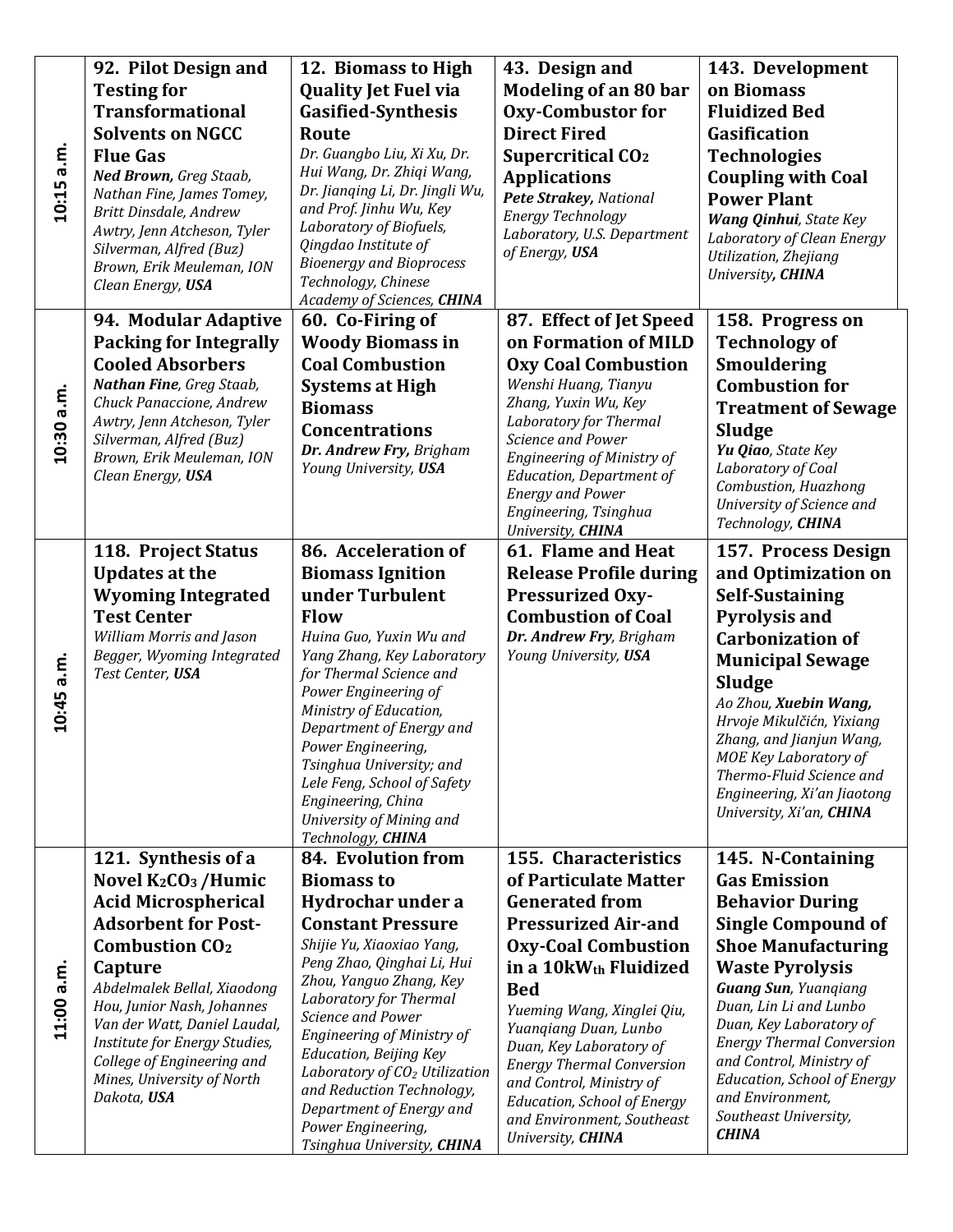| | | | | |
|---|---|---|---|---|
| **10:15 a.m.** | **92. Pilot Design and Testing for Transformational Solvents on NGCC Flue Gas**<br>***Ned Brown,*** *Greg Staab, Nathan Fine, James Tomey, Britt Dinsdale, Andrew Awtry, Jenn Atcheson, Tyler Silverman, Alfred (Buz) Brown, Erik Meuleman, ION Clean Energy,* ***USA*** | **12. Biomass to High Quality Jet Fuel via Gasified-Synthesis Route**<br>*Dr. Guangbo Liu, Xi Xu, Dr. Hui Wang, Dr. Zhiqi Wang, Dr. Jianqing Li, Dr. Jingli Wu, and Prof. Jinhu Wu, Key Laboratory of Biofuels, Qingdao Institute of Bioenergy and Bioprocess Technology, Chinese Academy of Sciences,* ***CHINA*** | **43. Design and Modeling of an 80 bar Oxy-Combustor for Direct Fired Supercritical $CO_2$ Applications**<br>***Pete Strakey,*** *National Energy Technology Laboratory, U.S. Department of Energy,* ***USA*** | **143. Development on Biomass Fluidized Bed Gasification Technologies Coupling with Coal Power Plant**<br>***Wang Qinhui****, State Key Laboratory of Clean Energy Utilization, Zhejiang University****, CHINA*** |
| **10:30 a.m.** | **94. Modular Adaptive Packing for Integrally Cooled Absorbers**<br>***Nathan Fine****, Greg Staab, Chuck Panaccione, Andrew Awtry, Jenn Atcheson, Tyler Silverman, Alfred (Buz) Brown, Erik Meuleman, ION Clean Energy,* ***USA*** | **60. Co-Firing of Woody Biomass in Coal Combustion Systems at High Biomass Concentrations**<br>***Dr. Andrew Fry,*** *Brigham Young University,* ***USA*** | **87. Effect of Jet Speed on Formation of MILD Oxy Coal Combustion**<br>*Wenshi Huang, Tianyu Zhang, Yuxin Wu, Key Laboratory for Thermal Science and Power Engineering of Ministry of Education, Department of Energy and Power Engineering, Tsinghua University,* ***CHINA*** | **158. Progress on Technology of Smouldering Combustion for Treatment of Sewage Sludge**<br>***Yu Qiao****, State Key Laboratory of Coal Combustion, Huazhong University of Science and Technology,* ***CHINA*** |
| **10:45 a.m.** | **118. Project Status Updates at the Wyoming Integrated Test Center**<br>*William Morris and Jason Begger, Wyoming Integrated Test Center,* ***USA*** | **86. Acceleration of Biomass Ignition under Turbulent Flow**<br>*Huina Guo, Yuxin Wu and Yang Zhang, Key Laboratory for Thermal Science and Power Engineering of Ministry of Education, Department of Energy and Power Engineering, Tsinghua University; and Lele Feng, School of Safety Engineering, China University of Mining and Technology,* ***CHINA*** | **61. Flame and Heat Release Profile during Pressurized Oxy-Combustion of Coal**<br>***Dr. Andrew Fry****, Brigham Young University,* ***USA*** | **157. Process Design and Optimization on Self-Sustaining Pyrolysis and Carbonization of Municipal Sewage Sludge**<br>*Ao Zhou,* ***Xuebin Wang,*** *Hrvoje Mikulčićn, Yixiang Zhang, and Jianjun Wang, MOE Key Laboratory of Thermo-Fluid Science and Engineering, Xi'an Jiaotong University, Xi'an,* ***CHINA*** |
| **11:00 a.m.** | **121. Synthesis of a Novel $K_2CO_3$ /Humic Acid Microspherical Adsorbent for Post-Combustion $CO_2$ Capture**<br>*Abdelmalek Bellal, Xiaodong Hou, Junior Nash, Johannes Van der Watt, Daniel Laudal, Institute for Energy Studies, College of Engineering and Mines, University of North Dakota,* ***USA*** | **84. Evolution from Biomass to Hydrochar under a Constant Pressure**<br>*Shijie Yu, Xiaoxiao Yang, Peng Zhao, Qinghai Li, Hui Zhou, Yanguo Zhang, Key Laboratory for Thermal Science and Power Engineering of Ministry of Education, Beijing Key Laboratory of $CO_2$ Utilization and Reduction Technology, Department of Energy and Power Engineering, Tsinghua University,* ***CHINA*** | **155. Characteristics of Particulate Matter Generated from Pressurized Air-and Oxy-Coal Combustion in a $10kW_{th}$ Fluidized Bed**<br>*Yueming Wang, Xinglei Qiu, Yuanqiang Duan, Lunbo Duan, Key Laboratory of Energy Thermal Conversion and Control, Ministry of Education, School of Energy and Environment, Southeast University,* ***CHINA*** | **145. N-Containing Gas Emission Behavior During Single Compound of Shoe Manufacturing Waste Pyrolysis**<br>***Guang Sun****, Yuanqiang Duan, Lin Li and Lunbo Duan, Key Laboratory of Energy Thermal Conversion and Control, Ministry of Education, School of Energy and Environment, Southeast University,* ***CHINA*** |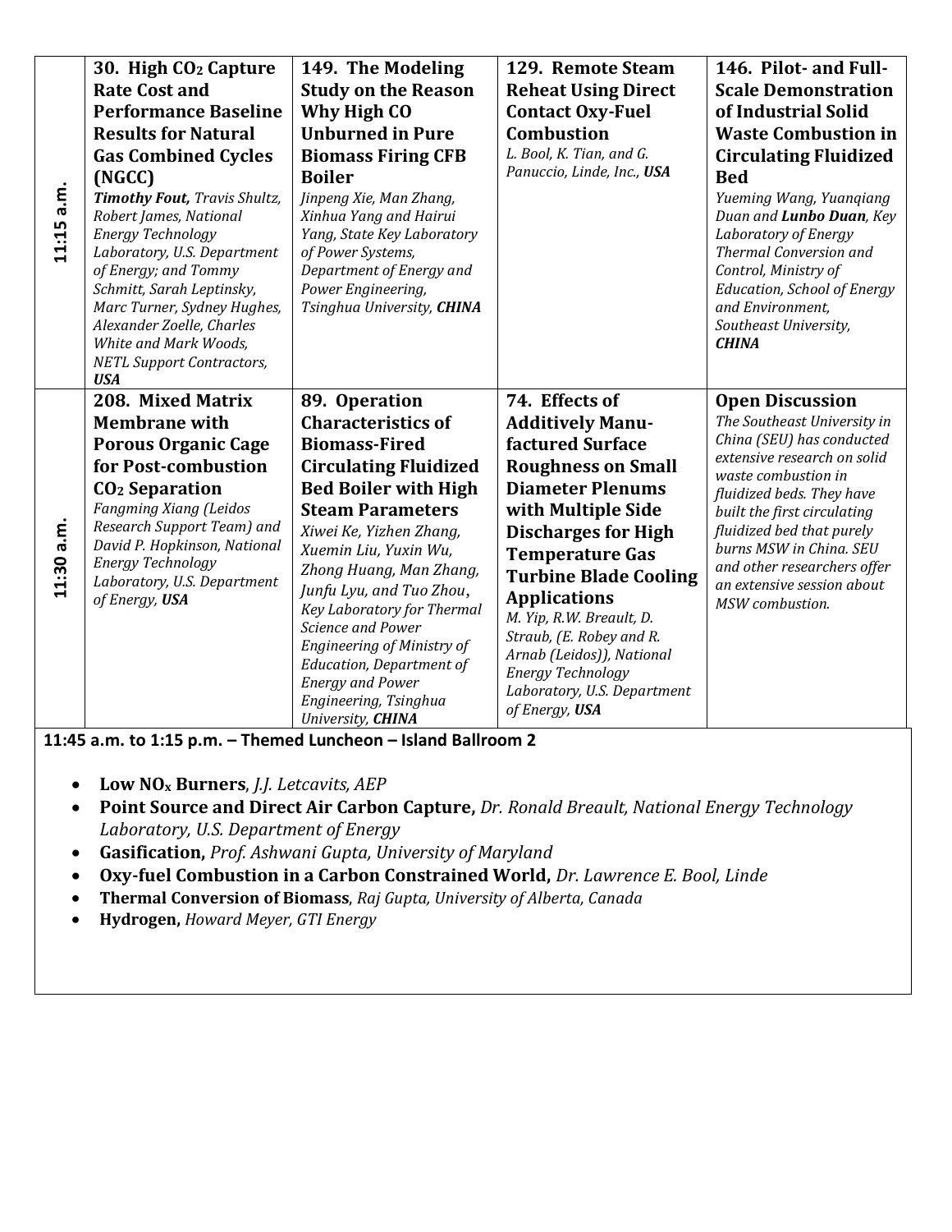| | | | | |
|---|---|---|---|---|
| **11:15 a.m.** | **30. High $CO_2$ Capture Rate Cost and Performance Baseline Results for Natural Gas Combined Cycles (NGCC)**<br>***Timothy Fout,*** *Travis Shultz, Robert James, National Energy Technology Laboratory, U.S. Department of Energy; and Tommy Schmitt, Sarah Leptinsky, Marc Turner, Sydney Hughes, Alexander Zoelle, Charles White and Mark Woods, NETL Support Contractors,* ***USA*** | **149. The Modeling Study on the Reason Why High CO Unburned in Pure Biomass Firing CFB Boiler**<br>*Jinpeng Xie, Man Zhang, Xinhua Yang and Hairui Yang, State Key Laboratory of Power Systems, Department of Energy and Power Engineering, Tsinghua University,* ***CHINA*** | **129. Remote Steam Reheat Using Direct Contact Oxy-Fuel Combustion**<br>*L. Bool, K. Tian, and G. Panuccio, Linde, Inc.,* ***USA*** | **146. Pilot- and Full-Scale Demonstration of Industrial Solid Waste Combustion in Circulating Fluidized Bed**<br>*Yueming Wang, Yuanqiang Duan and* ***Lunbo Duan****, Key Laboratory of Energy Thermal Conversion and Control, Ministry of Education, School of Energy and Environment, Southeast University,* ***CHINA*** |
| **11:30 a.m.** | **208. Mixed Matrix Membrane with Porous Organic Cage for Post-combustion $CO_2$ Separation**<br>*Fangming Xiang (Leidos Research Support Team) and David P. Hopkinson, National Energy Technology Laboratory, U.S. Department of Energy,* ***USA*** | **89. Operation Characteristics of Biomass-Fired Circulating Fluidized Bed Boiler with High Steam Parameters**<br>*Xiwei Ke, Yizhen Zhang, Xuemin Liu, Yuxin Wu, Zhong Huang, Man Zhang, Junfu Lyu, and Tuo Zhou, Key Laboratory for Thermal Science and Power Engineering of Ministry of Education, Department of Energy and Power Engineering, Tsinghua University,* ***CHINA*** | **74. Effects of Additively Manufactured Surface Roughness on Small Diameter Plenums with Multiple Side Discharges for High Temperature Gas Turbine Blade Cooling Applications**<br>*M. Yip, R.W. Breault, D. Straub, (E. Robey and R. Arnab (Leidos)), National Energy Technology Laboratory, U.S. Department of Energy,* ***USA*** | **Open Discussion**<br>*The Southeast University in China (SEU) has conducted extensive research on solid waste combustion in fluidized beds. They have built the first circulating fluidized bed that purely burns MSW in China. SEU and other researchers offer an extensive session about MSW combustion.* |

**11:45 a.m. to 1:15 p.m. – Themed Luncheon – Island Ballroom 2**

- **Low $NO_x$ Burners**, *J.J. Letcavits, AEP*
- **Point Source and Direct Air Carbon Capture,** *Dr. Ronald Breault, National Energy Technology Laboratory, U.S. Department of Energy*
- **Gasification,** *Prof. Ashwani Gupta, University of Maryland*
- **Oxy-fuel Combustion in a Carbon Constrained World,** *Dr. Lawrence E. Bool, Linde*
- **Thermal Conversion of Biomass**, *Raj Gupta, University of Alberta, Canada*
- **Hydrogen,** *Howard Meyer, GTI Energy*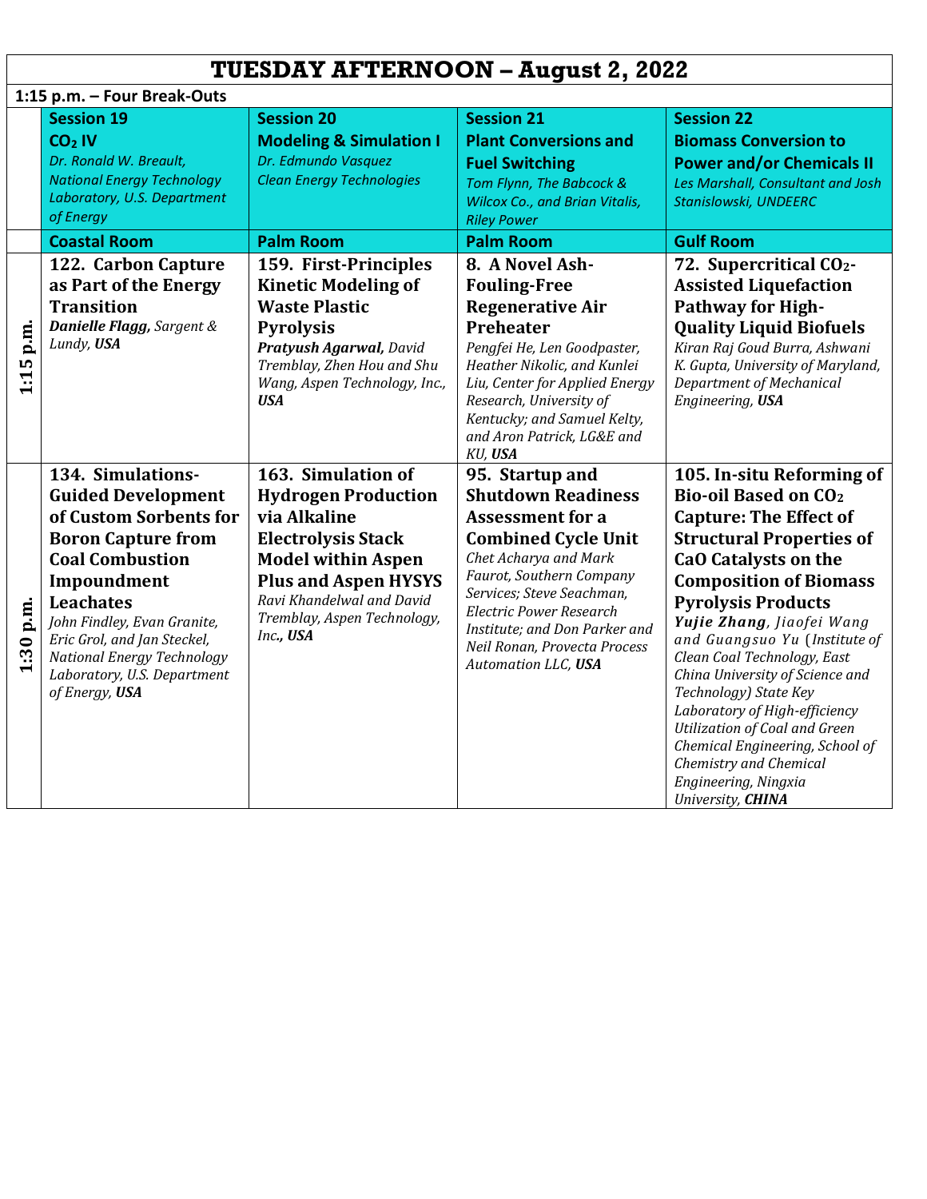# TUESDAY AFTERNOON – August 2, 2022

**1:15 p.m. – Four Break-Outs**

| | **Session 19**<br>**$CO_2$ IV**<br>*Dr. Ronald W. Breault, National Energy Technology Laboratory, U.S. Department of Energy* | **Session 20**<br>**Modeling & Simulation I**<br>*Dr. Edmundo Vasquez*<br>*Clean Energy Technologies* | **Session 21**<br>**Plant Conversions and Fuel Switching**<br>*Tom Flynn, The Babcock & Wilcox Co., and Brian Vitalis, Riley Power* | **Session 22**<br>**Biomass Conversion to Power and/or Chemicals II**<br>*Les Marshall, Consultant and Josh Stanislowski, UNDEERC* |
|---|---|---|---|---|
| | **Coastal Room** | **Palm Room** | **Palm Room** | **Gulf Room** |
| **1:15 p.m.** | **122. Carbon Capture as Part of the Energy Transition**<br>***Danielle Flagg**, Sargent & Lundy, **USA*** | **159. First-Principles Kinetic Modeling of Waste Plastic Pyrolysis**<br>***Pratyush Agarwal,** David Tremblay, Zhen Hou and Shu Wang, Aspen Technology, Inc., **USA*** | **8. A Novel Ash-Fouling-Free Regenerative Air Preheater**<br>*Pengfei He, Len Goodpaster, Heather Nikolic, and Kunlei Liu, Center for Applied Energy Research, University of Kentucky; and Samuel Kelty, and Aron Patrick, LG&E and KU, **USA*** | **72. Supercritical $CO_2$-Assisted Liquefaction Pathway for High-Quality Liquid Biofuels**<br>*Kiran Raj Goud Burra, Ashwani K. Gupta, University of Maryland, Department of Mechanical Engineering, **USA*** |
| **1:30 p.m.** | **134. Simulations-Guided Development of Custom Sorbents for Boron Capture from Coal Combustion Impoundment Leachates**<br>*John Findley, Evan Granite, Eric Grol, and Jan Steckel, National Energy Technology Laboratory, U.S. Department of Energy, **USA*** | **163. Simulation of Hydrogen Production via Alkaline Electrolysis Stack Model within Aspen Plus and Aspen HYSYS**<br>*Ravi Khandelwal and David Tremblay, Aspen Technology, Inc.**, USA*** | **95. Startup and Shutdown Readiness Assessment for a Combined Cycle Unit**<br>*Chet Acharya and Mark Faurot, Southern Company Services; Steve Seachman, Electric Power Research Institute; and Don Parker and Neil Ronan, Provecta Process Automation LLC, **USA*** | **105. In-situ Reforming of Bio-oil Based on $CO_2$ Capture: The Effect of Structural Properties of CaO Catalysts on the Composition of Biomass Pyrolysis Products**<br>***Yujie Zhang**, Jiaofei Wang and Guangsuo Yu (Institute of Clean Coal Technology, East China University of Science and Technology) State Key Laboratory of High-efficiency Utilization of Coal and Green Chemical Engineering, School of Chemistry and Chemical Engineering, Ningxia University, **CHINA*** |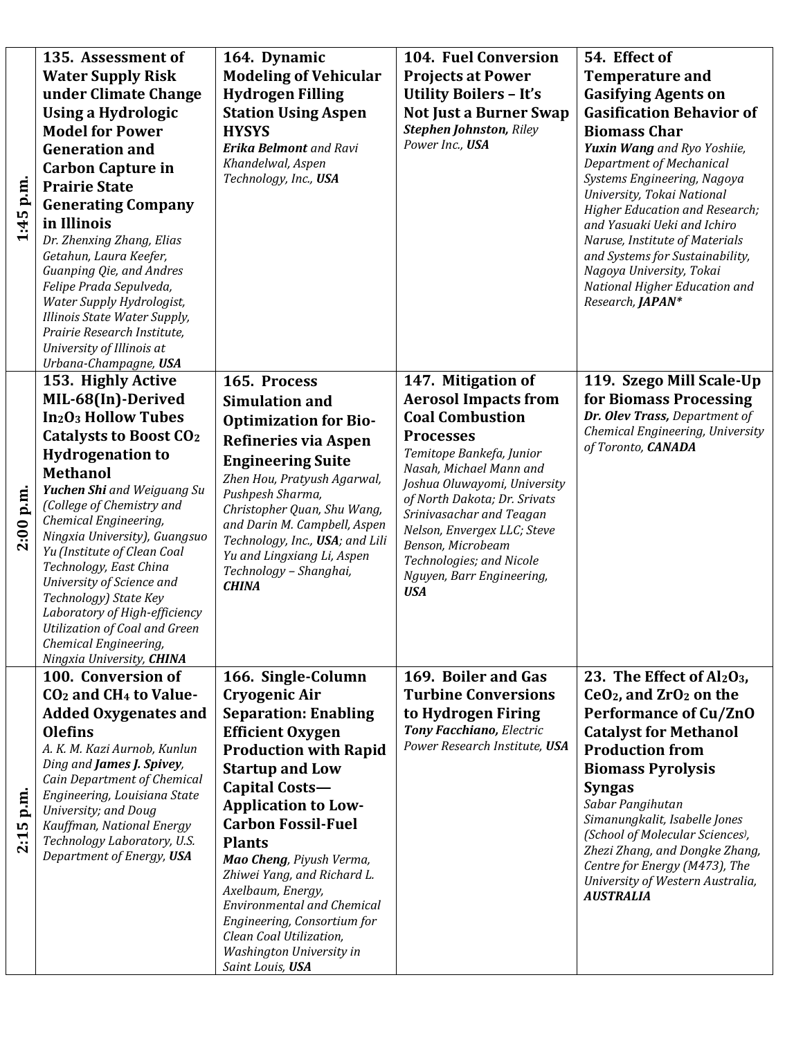| | | | | |
|---|---|---|---|---|
| **1:45 p.m.** | **135. Assessment of Water Supply Risk under Climate Change Using a Hydrologic Model for Power Generation and Carbon Capture in Prairie State Generating Company in Illinois**<br>*Dr. Zhenxing Zhang, Elias Getahun, Laura Keefer, Guanping Qie, and Andres Felipe Prada Sepulveda, Water Supply Hydrologist, Illinois State Water Supply, Prairie Research Institute, University of Illinois at Urbana-Champagne, **USA*** | **164. Dynamic Modeling of Vehicular Hydrogen Filling Station Using Aspen HYSYS**<br>***Erika Belmont** and Ravi Khandelwal, Aspen Technology, Inc., **USA*** | **104. Fuel Conversion Projects at Power Utility Boilers – It's Not Just a Burner Swap**<br>***Stephen Johnston,** Riley Power Inc., **USA*** | **54. Effect of Temperature and Gasifying Agents on Gasification Behavior of Biomass Char**<br>***Yuxin Wang** and Ryo Yoshiie, Department of Mechanical Systems Engineering, Nagoya University, Tokai National Higher Education and Research; and Yasuaki Ueki and Ichiro Naruse, Institute of Materials and Systems for Sustainability, Nagoya University, Tokai National Higher Education and Research, **JAPAN**** |
| **2:00 p.m.** | **153. Highly Active MIL-68(In)-Derived $In_2O_3$ Hollow Tubes Catalysts to Boost $CO_2$ Hydrogenation to Methanol**<br>***Yuchen Shi** and Weiguang Su (College of Chemistry and Chemical Engineering, Ningxia University), Guangsuo Yu (Institute of Clean Coal Technology, East China University of Science and Technology) State Key Laboratory of High-efficiency Utilization of Coal and Green Chemical Engineering, Ningxia University, **CHINA*** | **165. Process Simulation and Optimization for Bio-Refineries via Aspen Engineering Suite**<br>*Zhen Hou, Pratyush Agarwal, Pushpesh Sharma, Christopher Quan, Shu Wang, and Darin M. Campbell, Aspen Technology, Inc., **USA**; and Lili Yu and Lingxiang Li, Aspen Technology – Shanghai, **CHINA*** | **147. Mitigation of Aerosol Impacts from Coal Combustion Processes**<br>*Temitope Bankefa, Junior Nasah, Michael Mann and Joshua Oluwayomi, University of North Dakota; Dr. Srivats Srinivasachar and Teagan Nelson, Envergex LLC; Steve Benson, Microbeam Technologies; and Nicole Nguyen, Barr Engineering, **USA*** | **119. Szego Mill Scale-Up for Biomass Processing**<br>***Dr. Olev Trass,** Department of Chemical Engineering, University of Toronto, **CANADA*** |
| **2:15 p.m.** | **100. Conversion of $CO_2$ and $CH_4$ to Value-Added Oxygenates and Olefins**<br>*A. K. M. Kazi Aurnob, Kunlun Ding and **James J. Spivey**, Cain Department of Chemical Engineering, Louisiana State University; and Doug Kauffman, National Energy Technology Laboratory, U.S. Department of Energy, **USA*** | **166. Single-Column Cryogenic Air Separation: Enabling Efficient Oxygen Production with Rapid Startup and Low Capital Costs—Application to Low-Carbon Fossil-Fuel Plants**<br>***Mao Cheng**, Piyush Verma, Zhiwei Yang, and Richard L. Axelbaum, Energy, Environmental and Chemical Engineering, Consortium for Clean Coal Utilization, Washington University in Saint Louis, **USA*** | **169. Boiler and Gas Turbine Conversions to Hydrogen Firing**<br>***Tony Facchiano,** Electric Power Research Institute, **USA*** | **23. The Effect of $Al_2O_3$, $CeO_2$, and $ZrO_2$ on the Performance of Cu/ZnO Catalyst for Methanol Production from Biomass Pyrolysis Syngas**<br>*Sabar Pangihutan Simanungkalit, Isabelle Jones (School of Molecular Sciences), Zhezi Zhang, and Dongke Zhang, Centre for Energy (M473), The University of Western Australia, **AUSTRALIA*** |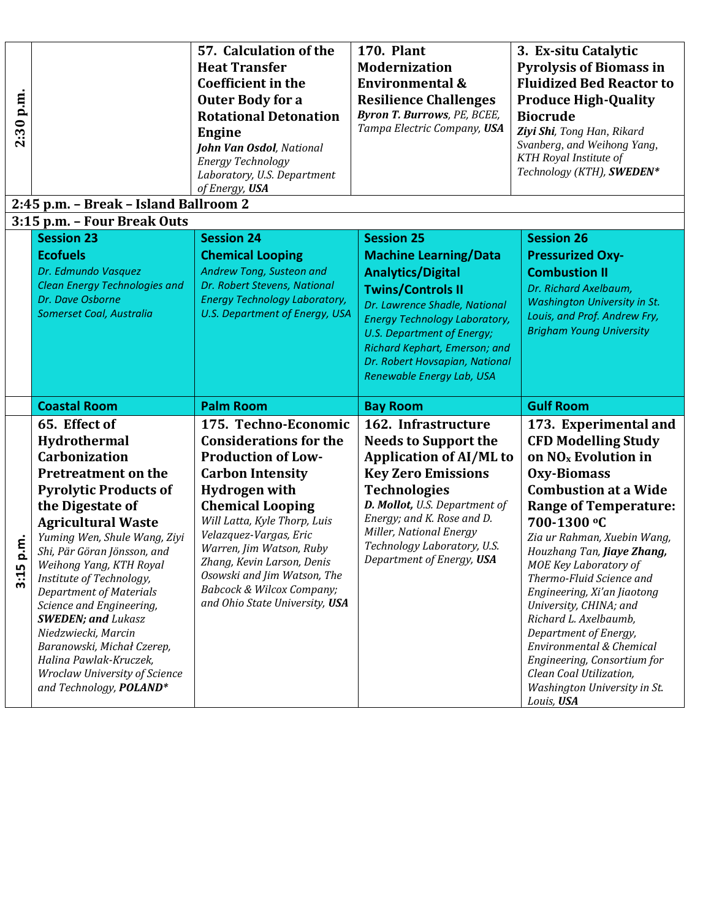| 2:30 p.m. | | **57. Calculation of the Heat Transfer Coefficient in the Outer Body for a Rotational Detonation Engine** *__John Van Osdol__, National Energy Technology Laboratory, U.S. Department of Energy, __USA__* | **170. Plant Modernization Environmental & Resilience Challenges** *__Byron T. Burrows__, PE, BCEE, Tampa Electric Company, __USA__* | **3. Ex-situ Catalytic Pyrolysis of Biomass in Fluidized Bed Reactor to Produce High-Quality Biocrude** *__Ziyi Shi__, Tong Han, Rikard Svanberg, and Weihong Yang, KTH Royal Institute of Technology (KTH), __SWEDEN*__* |
|---|---|---|---|---|

**2:45 p.m. – Break – Island Ballroom 2**

**3:15 p.m. – Four Break Outs**

| | Session 23 | Session 24 | Session 25 | Session 26 |
|---|---|---|---|---|
| | **Ecofuels** *Dr. Edmundo Vasquez Clean Energy Technologies and Dr. Dave Osborne Somerset Coal, Australia* | **Chemical Looping** *Andrew Tong, Susteon and Dr. Robert Stevens, National Energy Technology Laboratory, U.S. Department of Energy, USA* | **Machine Learning/Data Analytics/Digital Twins/Controls II** *Dr. Lawrence Shadle, National Energy Technology Laboratory, U.S. Department of Energy; Richard Kephart, Emerson; and Dr. Robert Hovsapian, National Renewable Energy Lab, USA* | **Pressurized Oxy-Combustion II** *Dr. Richard Axelbaum, Washington University in St. Louis, and Prof. Andrew Fry, Brigham Young University* |
| | **Coastal Room** | **Palm Room** | **Bay Room** | **Gulf Room** |
| 3:15 p.m. | **65. Effect of Hydrothermal Carbonization Pretreatment on the Pyrolytic Products of the Digestate of Agricultural Waste** *Yuming Wen, Shule Wang, Ziyi Shi, Pär Göran Jönsson, and Weihong Yang, KTH Royal Institute of Technology, Department of Materials Science and Engineering, __SWEDEN; and__ Lukasz Niedzwiecki, Marcin Baranowski, Michał Czerep, Halina Pawlak-Kruczek, Wroclaw University of Science and Technology, __POLAND*__* | **175. Techno-Economic Considerations for the Production of Low-Carbon Intensity Hydrogen with Chemical Looping** *Will Latta, Kyle Thorp, Luis Velazquez-Vargas, Eric Warren, Jim Watson, Ruby Zhang, Kevin Larson, Denis Osowski and Jim Watson, The Babcock & Wilcox Company; and Ohio State University, __USA__* | **162. Infrastructure Needs to Support the Application of AI/ML to Key Zero Emissions Technologies** *__D. Mollot,__ U.S. Department of Energy; and K. Rose and D. Miller, National Energy Technology Laboratory, U.S. Department of Energy, __USA__* | **173. Experimental and CFD Modelling Study on $NO_x$ Evolution in Oxy-Biomass Combustion at a Wide Range of Temperature: 700-1300 $^oC$** *Zia ur Rahman, Xuebin Wang, Houzhang Tan, __Jiaye Zhang__, MOE Key Laboratory of Thermo-Fluid Science and Engineering, Xi'an Jiaotong University, CHINA; and Richard L. Axelbaumb, Department of Energy, Environmental & Chemical Engineering, Consortium for Clean Coal Utilization, Washington University in St. Louis, __USA__* |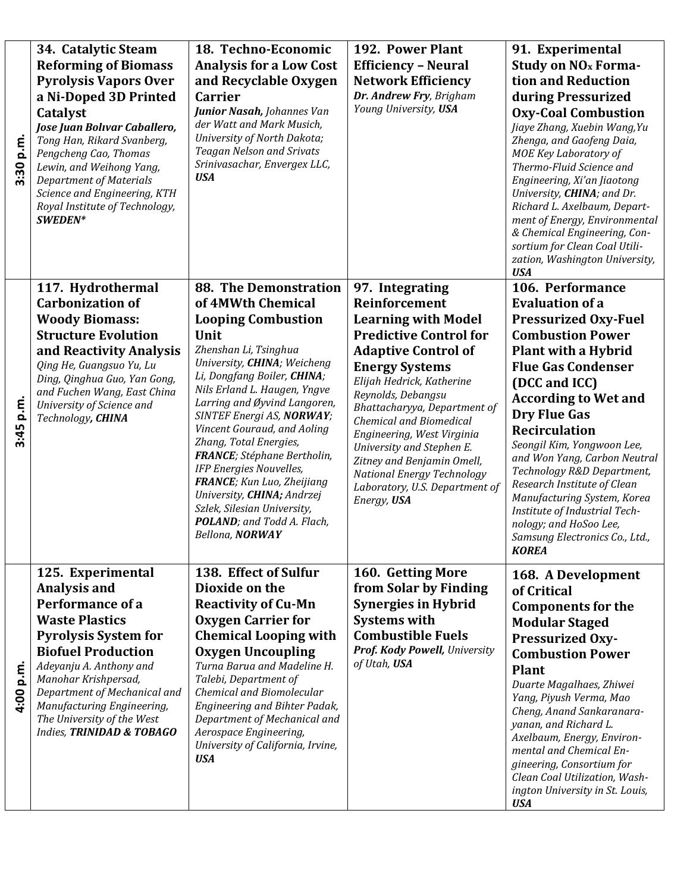| | | | | |
|---|---|---|---|---|
| **3:30 p.m.** | **34. Catalytic Steam Reforming of Biomass Pyrolysis Vapors Over a Ni-Doped 3D Printed Catalyst** ***Jose Juan Bolıvar Caballero,*** *Tong Han, Rikard Svanberg, Pengcheng Cao, Thomas Lewin, and Weihong Yang, Department of Materials Science and Engineering, KTH Royal Institute of Technology,* ***SWEDEN\**** | **18. Techno-Economic Analysis for a Low Cost and Recyclable Oxygen Carrier** ***Junior Nasah,*** *Johannes Van der Watt and Mark Musich, University of North Dakota; Teagan Nelson and Srivats Srinivasachar, Envergex LLC,* ***USA*** | **192. Power Plant Efficiency – Neural Network Efficiency** ***Dr. Andrew Fry****, Brigham Young University,* ***USA*** | **91. Experimental Study on $NO_x$ Formation and Reduction during Pressurized Oxy-Coal Combustion** *Jiaye Zhang, Xuebin Wang,Yu Zhenga, and Gaofeng Daia, MOE Key Laboratory of Thermo-Fluid Science and Engineering, Xi'an Jiaotong University,* ***CHINA****; and Dr. Richard L. Axelbaum, Department of Energy, Environmental & Chemical Engineering, Consortium for Clean Coal Utilization, Washington University,* ***USA*** |
| **3:45 p.m.** | **117. Hydrothermal Carbonization of Woody Biomass: Structure Evolution and Reactivity Analysis** *Qing He, Guangsuo Yu, Lu Ding, Qinghua Guo, Yan Gong, and Fuchen Wang, East China University of Science and Technology,* ***CHINA*** | **88. The Demonstration of 4MWth Chemical Looping Combustion Unit** *Zhenshan Li, Tsinghua University,* ***CHINA****; Weicheng Li, Dongfang Boiler,* ***CHINA****; Nils Erland L. Haugen, Yngve Larring and Øyvind Langoren, SINTEF Energi AS,* ***NORWAY****; Vincent Gouraud, and Aoling Zhang, Total Energies,* ***FRANCE****; Stéphane Bertholin, IFP Energies Nouvelles,* ***FRANCE****; Kun Luo, Zheijiang University,* ***CHINA;*** *Andrzej Szlek, Silesian University,* ***POLAND****; and Todd A. Flach, Bellona,* ***NORWAY*** | **97. Integrating Reinforcement Learning with Model Predictive Control for Adaptive Control of Energy Systems** *Elijah Hedrick, Katherine Reynolds, Debangsu Bhattacharyya, Department of Chemical and Biomedical Engineering, West Virginia University and Stephen E. Zitney and Benjamin Omell, National Energy Technology Laboratory, U.S. Department of Energy,* ***USA*** | **106. Performance Evaluation of a Pressurized Oxy-Fuel Combustion Power Plant with a Hybrid Flue Gas Condenser (DCC and ICC) According to Wet and Dry Flue Gas Recirculation** *Seongil Kim, Yongwoon Lee, and Won Yang, Carbon Neutral Technology R&D Department, Research Institute of Clean Manufacturing System, Korea Institute of Industrial Technology; and HoSoo Lee, Samsung Electronics Co., Ltd.,* ***KOREA*** |
| **4:00 p.m.** | **125. Experimental Analysis and Performance of a Waste Plastics Pyrolysis System for Biofuel Production** *Adeyanju A. Anthony and Manohar Krishpersad, Department of Mechanical and Manufacturing Engineering, The University of the West Indies,* ***TRINIDAD & TOBAGO*** | **138. Effect of Sulfur Dioxide on the Reactivity of Cu-Mn Oxygen Carrier for Chemical Looping with Oxygen Uncoupling** *Turna Barua and Madeline H. Talebi, Department of Chemical and Biomolecular Engineering and Bihter Padak, Department of Mechanical and Aerospace Engineering, University of California, Irvine,* ***USA*** | **160. Getting More from Solar by Finding Synergies in Hybrid Systems with Combustible Fuels** ***Prof. Kody Powell,*** *University of Utah,* ***USA*** | **168. A Development of Critical Components for the Modular Staged Pressurized Oxy-Combustion Power Plant** *Duarte Magalhaes, Zhiwei Yang, Piyush Verma, Mao Cheng, Anand Sankaranarayanan, and Richard L. Axelbaum, Energy, Environmental and Chemical Engineering, Consortium for Clean Coal Utilization, Washington University in St. Louis,* ***USA*** |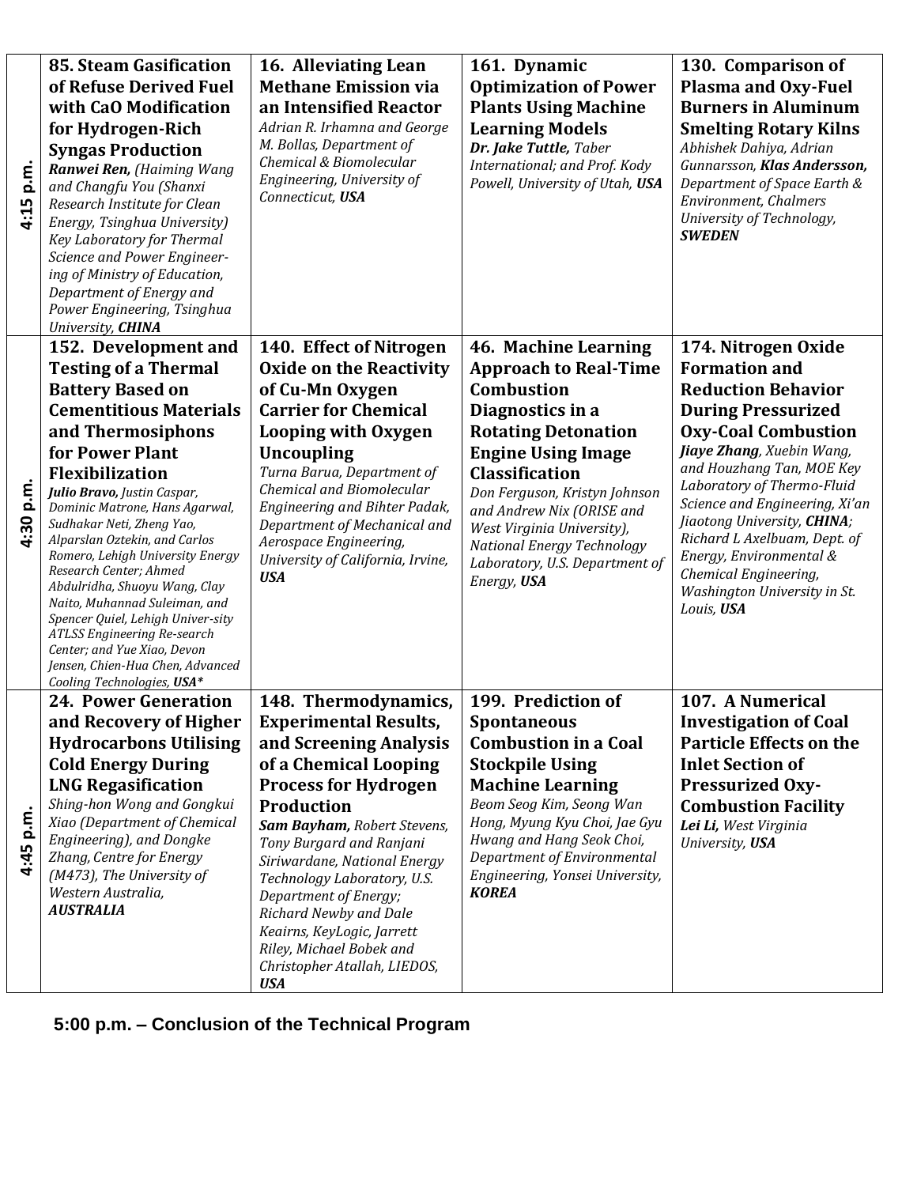| | | | | |
|---|---|---|---|---|
| 4:15 p.m. | **85. Steam Gasification of Refuse Derived Fuel with CaO Modification for Hydrogen-Rich Syngas Production**<br>***Ranwei Ren,*** *(Haiming Wang and Changfu You (Shanxi Research Institute for Clean Energy, Tsinghua University) Key Laboratory for Thermal Science and Power Engineer-ing of Ministry of Education, Department of Energy and Power Engineering, Tsinghua University,* ***CHINA*** | **16. Alleviating Lean Methane Emission via an Intensified Reactor**<br>*Adrian R. Irhamna and George M. Bollas, Department of Chemical & Biomolecular Engineering, University of Connecticut,* ***USA*** | **161. Dynamic Optimization of Power Plants Using Machine Learning Models**<br>***Dr. Jake Tuttle,*** *Taber International; and Prof. Kody Powell, University of Utah,* ***USA*** | **130. Comparison of Plasma and Oxy-Fuel Burners in Aluminum Smelting Rotary Kilns**<br>*Abhishek Dahiya, Adrian Gunnarsson,* ***Klas Andersson,*** *Department of Space Earth & Environment, Chalmers University of Technology,* ***SWEDEN*** |
| 4:30 p.m. | **152. Development and Testing of a Thermal Battery Based on Cementitious Materials and Thermosiphons for Power Plant Flexibilization**<br>***Julio Bravo,*** *Justin Caspar, Dominic Matrone, Hans Agarwal, Sudhakar Neti, Zheng Yao, Alparslan Oztekin, and Carlos Romero, Lehigh University Energy Research Center; Ahmed Abdulridha, Shuoyu Wang, Clay Naito, Muhannad Suleiman, and Spencer Quiel, Lehigh Univer-sity ATLSS Engineering Re-search Center; and Yue Xiao, Devon Jensen, Chien-Hua Chen, Advanced Cooling Technologies,* ***USA**** | **140. Effect of Nitrogen Oxide on the Reactivity of Cu-Mn Oxygen Carrier for Chemical Looping with Oxygen Uncoupling**<br>*Turna Barua, Department of Chemical and Biomolecular Engineering and Bihter Padak, Department of Mechanical and Aerospace Engineering, University of California, Irvine,* ***USA*** | **46. Machine Learning Approach to Real-Time Combustion Diagnostics in a Rotating Detonation Engine Using Image Classification**<br>*Don Ferguson, Kristyn Johnson and Andrew Nix (ORISE and West Virginia University), National Energy Technology Laboratory, U.S. Department of Energy,* ***USA*** | **174. Nitrogen Oxide Formation and Reduction Behavior During Pressurized Oxy-Coal Combustion**<br>***Jiaye Zhang****, Xuebin Wang, and Houzhang Tan, MOE Key Laboratory of Thermo-Fluid Science and Engineering, Xi'an Jiaotong University,* ***CHINA****; Richard L Axelbaum, Dept. of Energy, Environmental & Chemical Engineering, Washington University in St. Louis,* ***USA*** |
| 4:45 p.m. | **24. Power Generation and Recovery of Higher Hydrocarbons Utilising Cold Energy During LNG Regasification**<br>*Shing-hon Wong and Gongkui Xiao (Department of Chemical Engineering), and Dongke Zhang, Centre for Energy (M473), The University of Western Australia,* ***AUSTRALIA*** | **148. Thermodynamics, Experimental Results, and Screening Analysis of a Chemical Looping Process for Hydrogen Production**<br>***Sam Bayham,*** *Robert Stevens, Tony Burgard and Ranjani Siriwardane, National Energy Technology Laboratory, U.S. Department of Energy; Richard Newby and Dale Keairns, KeyLogic, Jarrett Riley, Michael Bobek and Christopher Atallah, LIEDOS,* ***USA*** | **199. Prediction of Spontaneous Combustion in a Coal Stockpile Using Machine Learning**<br>*Beom Seog Kim, Seong Wan Hong, Myung Kyu Choi, Jae Gyu Hwang and Hang Seok Choi, Department of Environmental Engineering, Yonsei University,* ***KOREA*** | **107. A Numerical Investigation of Coal Particle Effects on the Inlet Section of Pressurized Oxy-Combustion Facility**<br>***Lei Li,*** *West Virginia University,* ***USA*** |

**5:00 p.m. – Conclusion of the Technical Program**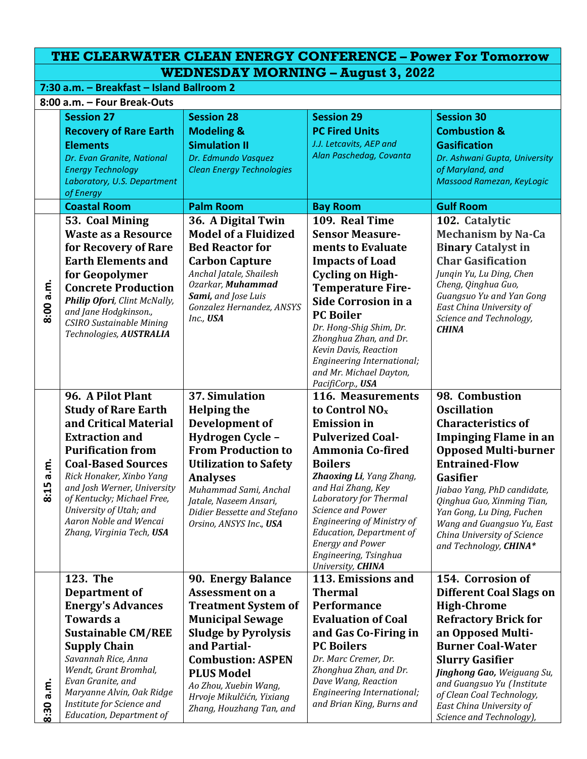# THE CLEARWATER CLEAN ENERGY CONFERENCE – Power For Tomorrow

## WEDNESDAY MORNING – August 3, 2022

**7:30 a.m. – Breakfast – Island Ballroom 2**

**8:00 a.m. – Four Break-Outs**

| | **Session 27** **Recovery of Rare Earth Elements** *Dr. Evan Granite, National Energy Technology Laboratory, U.S. Department of Energy* | **Session 28** **Modeling & Simulation II** *Dr. Edmundo Vasquez Clean Energy Technologies* | **Session 29** **PC Fired Units** *J.J. Letcavits, AEP and Alan Paschedag, Covanta* | **Session 30** **Combustion & Gasification** *Dr. Ashwani Gupta, University of Maryland, and Massood Ramezan, KeyLogic* |
|---|---|---|---|---|
| | **Coastal Room** | **Palm Room** | **Bay Room** | **Gulf Room** |
| **8:00 a.m.** | **53. Coal Mining Waste as a Resource for Recovery of Rare Earth Elements and for Geopolymer Concrete Production** *__Philip Ofori__, Clint McNally, and Jane Hodgkinson., CSIRO Sustainable Mining Technologies, __AUSTRALIA__* | **36. A Digital Twin Model of a Fluidized Bed Reactor for Carbon Capture** *Anchal Jatale, Shailesh Ozarkar, __Muhammad Sami,__ and Jose Luis Gonzalez Hernandez, ANSYS Inc., __USA__* | **109. Real Time Sensor Measurements to Evaluate Impacts of Load Cycling on High-Temperature Fire-Side Corrosion in a PC Boiler** *Dr. Hong-Shig Shim, Dr. Zhonghua Zhan, and Dr. Kevin Davis, Reaction Engineering International; and Mr. Michael Dayton, PacifiCorp., __USA__* | **102. Catalytic Mechanism by Na-Ca Binary Catalyst in Char Gasification** *Junqin Yu, Lu Ding, Chen Cheng, Qinghua Guo, Guangsuo Yu and Yan Gong East China University of Science and Technology, __CHINA__* |
| **8:15 a.m.** | **96. A Pilot Plant Study of Rare Earth and Critical Material Extraction and Purification from Coal-Based Sources** *Rick Honaker, Xinbo Yang and Josh Werner, University of Kentucky; Michael Free, University of Utah; and Aaron Noble and Wencai Zhang, Virginia Tech, __USA__* | **37. Simulation Helping the Development of Hydrogen Cycle – From Production to Utilization to Safety Analyses** *Muhammad Sami, Anchal Jatale, Naseem Ansari, Didier Bessette and Stefano Orsino, ANSYS Inc., __USA__* | **116. Measurements to Control $NO_x$ Emission in Pulverized Coal-Ammonia Co-fired Boilers** *__Zhaoxing Li__, Yang Zhang, and Hai Zhang, Key Laboratory for Thermal Science and Power Engineering of Ministry of Education, Department of Energy and Power Engineering, Tsinghua University, __CHINA__* | **98. Combustion Oscillation Characteristics of Impinging Flame in an Opposed Multi-burner Entrained-Flow Gasifier** *Jiabao Yang, PhD candidate, Qinghua Guo, Xinming Tian, Yan Gong, Lu Ding, Fuchen Wang and Guangsuo Yu, East China University of Science and Technology, __CHINA__** |
| **8:30 a.m.** | **123. The Department of Energy's Advances Towards a Sustainable CM/REE Supply Chain** *Savannah Rice, Anna Wendt, Grant Bromhal, Evan Granite, and Maryanne Alvin, Oak Ridge Institute for Science and Education, Department of* | **90. Energy Balance Assessment on a Treatment System of Municipal Sewage Sludge by Pyrolysis and Partial-Combustion: ASPEN PLUS Model** *Ao Zhou, Xuebin Wang, Hrvoje Mikulčićn, Yixiang Zhang, Houzhang Tan, and* | **113. Emissions and Thermal Performance Evaluation of Coal and Gas Co-Firing in PC Boilers** *Dr. Marc Cremer, Dr. Zhonghua Zhan, and Dr. Dave Wang, Reaction Engineering International; and Brian King, Burns and* | **154. Corrosion of Different Coal Slags on High-Chrome Refractory Brick for an Opposed Multi-Burner Coal-Water Slurry Gasifier** *__Jinghong Gao,__ Weiguang Su, and Guangsuo Yu (Institute of Clean Coal Technology, East China University of Science and Technology),* |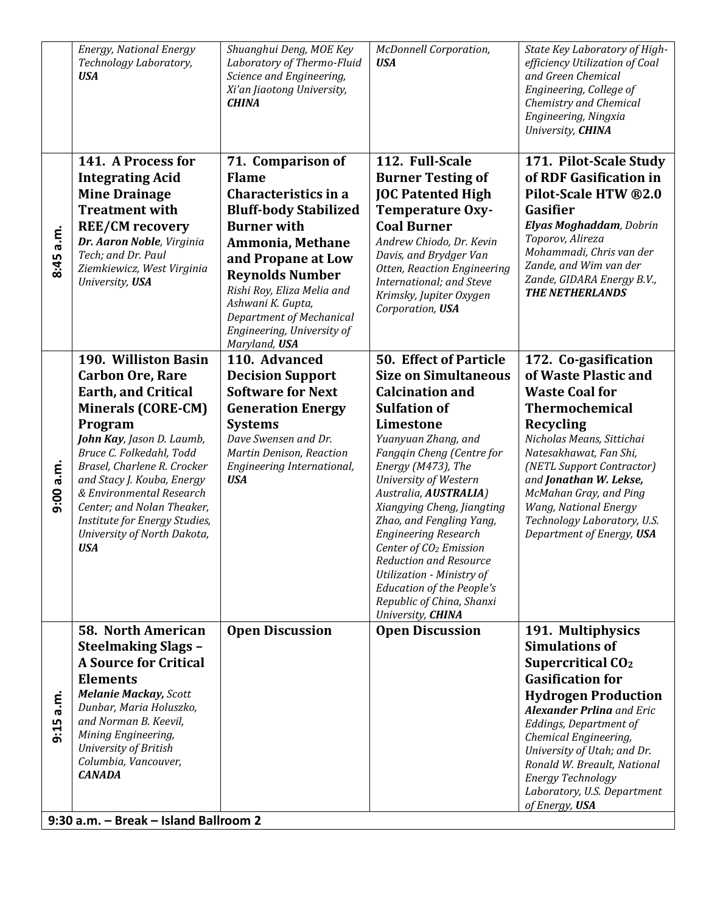| | | | | |
|---|---|---|---|---|
| | *Energy, National Energy Technology Laboratory,* ***USA*** | *Shuanghui Deng, MOE Key Laboratory of Thermo-Fluid Science and Engineering, Xi'an Jiaotong University,* ***CHINA*** | *McDonnell Corporation,* ***USA*** | *State Key Laboratory of High-efficiency Utilization of Coal and Green Chemical Engineering, College of Chemistry and Chemical Engineering, Ningxia University,* ***CHINA*** |
| **8:45 a.m.** | **141. A Process for Integrating Acid Mine Drainage Treatment with REE/CM recovery** ***Dr. Aaron Noble****, Virginia Tech; and Dr. Paul Ziemkiewicz, West Virginia University,* ***USA*** | **71. Comparison of Flame Characteristics in a Bluff-body Stabilized Burner with Ammonia, Methane and Propane at Low Reynolds Number** *Rishi Roy, Eliza Melia and Ashwani K. Gupta, Department of Mechanical Engineering, University of Maryland,* ***USA*** | **112. Full-Scale Burner Testing of JOC Patented High Temperature Oxy-Coal Burner** *Andrew Chiodo, Dr. Kevin Davis, and Brydger Van Otten, Reaction Engineering International; and Steve Krimsky, Jupiter Oxygen Corporation,* ***USA*** | **171. Pilot-Scale Study of RDF Gasification in Pilot-Scale HTW ®2.0 Gasifier** ***Elyas Moghaddam****, Dobrin Toporov, Alireza Mohammadi, Chris van der Zande, and Wim van der Zande, GIDARA Energy B.V.,* ***THE NETHERLANDS*** |
| **9:00 a.m.** | **190. Williston Basin Carbon Ore, Rare Earth, and Critical Minerals (CORE-CM) Program** ***John Kay****, Jason D. Laumb, Bruce C. Folkedahl, Todd Brasel, Charlene R. Crocker and Stacy J. Kouba, Energy & Environmental Research Center; and Nolan Theaker, Institute for Energy Studies, University of North Dakota,* ***USA*** | **110. Advanced Decision Support Software for Next Generation Energy Systems** *Dave Swensen and Dr. Martin Denison, Reaction Engineering International,* ***USA*** | **50. Effect of Particle Size on Simultaneous Calcination and Sulfation of Limestone** *Yuanyuan Zhang, and Fangqin Cheng (Centre for Energy (M473), The University of Western Australia,* ***AUSTRALIA****) Xiangying Cheng, Jiangting Zhao, and Fengling Yang, Engineering Research Center of $CO_2$ Emission Reduction and Resource Utilization - Ministry of Education of the People's Republic of China, Shanxi University,* ***CHINA*** | **172. Co-gasification of Waste Plastic and Waste Coal for Thermochemical Recycling** *Nicholas Means, Sittichai Natesakhawat, Fan Shi, (NETL Support Contractor) and* ***Jonathan W. Lekse,*** *McMahan Gray, and Ping Wang, National Energy Technology Laboratory, U.S. Department of Energy,* ***USA*** |
| **9:15 a.m.** | **58. North American Steelmaking Slags – A Source for Critical Elements** ***Melanie Mackay,*** *Scott Dunbar, Maria Holuszko, and Norman B. Keevil, Mining Engineering, University of British Columbia, Vancouver,* ***CANADA*** | **Open Discussion** | **Open Discussion** | **191. Multiphysics Simulations of Supercritical $CO_2$ Gasification for Hydrogen Production** ***Alexander Prlina*** *and Eric Eddings, Department of Chemical Engineering, University of Utah; and Dr. Ronald W. Breault, National Energy Technology Laboratory, U.S. Department of Energy,* ***USA*** |

**9:30 a.m. – Break – Island Ballroom 2**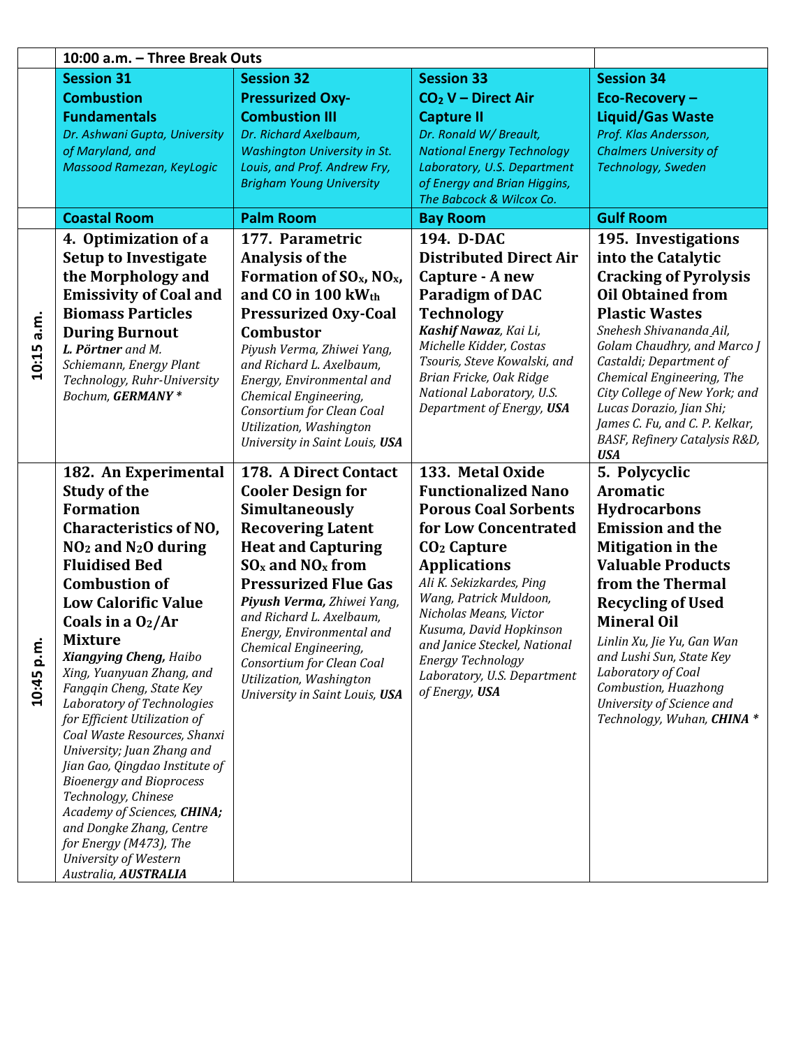| | 10:00 a.m. – Three Break Outs | | | |
|---|---|---|---|---|
| | **Session 31 Combustion Fundamentals** *Dr. Ashwani Gupta, University of Maryland, and Massood Ramezan, KeyLogic* | **Session 32 Pressurized Oxy-Combustion III** *Dr. Richard Axelbaum, Washington University in St. Louis, and Prof. Andrew Fry, Brigham Young University* | **Session 33 $CO_2$ V – Direct Air Capture II** *Dr. Ronald W/ Breault, National Energy Technology Laboratory, U.S. Department of Energy and Brian Higgins, The Babcock & Wilcox Co.* | **Session 34 Eco-Recovery – Liquid/Gas Waste** *Prof. Klas Andersson, Chalmers University of Technology, Sweden* |
| | **Coastal Room** | **Palm Room** | **Bay Room** | **Gulf Room** |
| **10:15 a.m.** | **4. Optimization of a Setup to Investigate the Morphology and Emissivity of Coal and Biomass Particles During Burnout** ***L. Pörtner*** *and M. Schiemann, Energy Plant Technology, Ruhr-University Bochum,* ***GERMANY \**** | **177. Parametric Analysis of the Formation of $SO_x$, $NO_x$, and CO in 100 $kW_{th}$ Pressurized Oxy-Coal Combustor** *Piyush Verma, Zhiwei Yang, and Richard L. Axelbaum, Energy, Environmental and Chemical Engineering, Consortium for Clean Coal Utilization, Washington University in Saint Louis,* ***USA*** | **194. D-DAC Distributed Direct Air Capture - A new Paradigm of DAC Technology** ***Kashif Nawaz****, Kai Li, Michelle Kidder, Costas Tsouris, Steve Kowalski, and Brian Fricke, Oak Ridge National Laboratory, U.S. Department of Energy,* ***USA*** | **195. Investigations into the Catalytic Cracking of Pyrolysis Oil Obtained from Plastic Wastes** *Snehesh Shivananda Ail, Golam Chaudhry, and Marco J Castaldi; Department of Chemical Engineering, The City College of New York; and Lucas Dorazio, Jian Shi; James C. Fu, and C. P. Kelkar, BASF, Refinery Catalysis R&D,* ***USA*** |
| **10:45 p.m.** | **182. An Experimental Study of the Formation Characteristics of NO, $NO_2$ and $N_2O$ during Fluidised Bed Combustion of Low Calorific Value Coals in a $O_2$/Ar Mixture** ***Xiangying Cheng,*** *Haibo Xing, Yuanyuan Zhang, and Fangqin Cheng, State Key Laboratory of Technologies for Efficient Utilization of Coal Waste Resources, Shanxi University; Juan Zhang and Jian Gao, Qingdao Institute of Bioenergy and Bioprocess Technology, Chinese Academy of Sciences,* ***CHINA;*** *and Dongke Zhang, Centre for Energy (M473), The University of Western Australia,* ***AUSTRALIA*** | **178. A Direct Contact Cooler Design for Simultaneously Recovering Latent Heat and Capturing $SO_x$ and $NO_x$ from Pressurized Flue Gas** ***Piyush Verma,*** *Zhiwei Yang, and Richard L. Axelbaum, Energy, Environmental and Chemical Engineering, Consortium for Clean Coal Utilization, Washington University in Saint Louis,* ***USA*** | **133. Metal Oxide Functionalized Nano Porous Coal Sorbents for Low Concentrated $CO_2$ Capture Applications** *Ali K. Sekizkardes, Ping Wang, Patrick Muldoon, Nicholas Means, Victor Kusuma, David Hopkinson and Janice Steckel, National Energy Technology Laboratory, U.S. Department of Energy,* ***USA*** | **5. Polycyclic Aromatic Hydrocarbons Emission and the Mitigation in the Valuable Products from the Thermal Recycling of Used Mineral Oil** *Linlin Xu, Jie Yu, Gan Wan and Lushi Sun, State Key Laboratory of Coal Combustion, Huazhong University of Science and Technology, Wuhan,* ***CHINA \**** |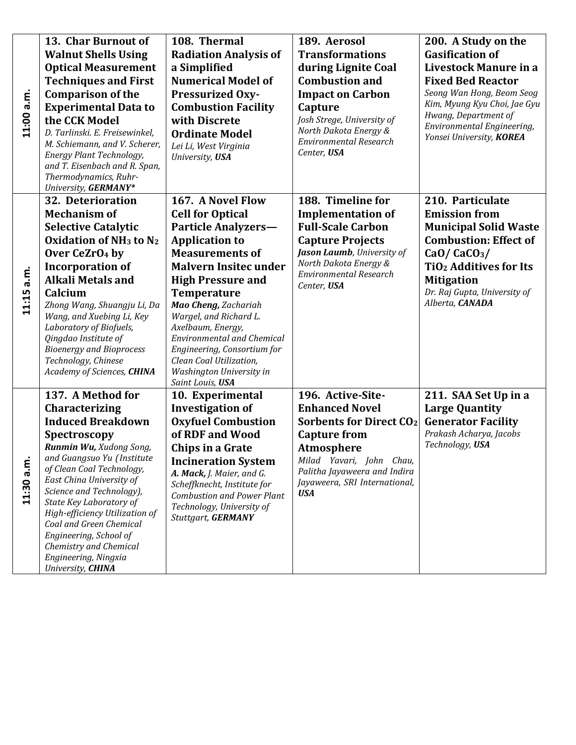| | | | | |
|---|---|---|---|---|
| 11:00 a.m. | **13. Char Burnout of Walnut Shells Using Optical Measurement Techniques and First Comparison of the Experimental Data to the CCK Model** *D. Tarlinski. E. Freisewinkel, M. Schiemann, and V. Scherer, Energy Plant Technology, and T. Eisenbach and R. Span, Thermodynamics, Ruhr-University,* ***GERMANY\**** | **108. Thermal Radiation Analysis of a Simplified Numerical Model of Pressurized Oxy-Combustion Facility with Discrete Ordinate Model** *Lei Li, West Virginia University,* ***USA*** | **189. Aerosol Transformations during Lignite Coal Combustion and Impact on Carbon Capture** *Josh Strege, University of North Dakota Energy & Environmental Research Center,* ***USA*** | **200. A Study on the Gasification of Livestock Manure in a Fixed Bed Reactor** *Seong Wan Hong, Beom Seog Kim, Myung Kyu Choi, Jae Gyu Hwang, Department of Environmental Engineering, Yonsei University,* ***KOREA*** |
| 11:15 a.m. | **32. Deterioration Mechanism of Selective Catalytic Oxidation of $NH_3$ to $N_2$ Over $CeZrO_4$ by Incorporation of Alkali Metals and Calcium** *Zhong Wang, Shuangju Li, Da Wang, and Xuebing Li, Key Laboratory of Biofuels, Qingdao Institute of Bioenergy and Bioprocess Technology, Chinese Academy of Sciences,* ***CHINA*** | **167. A Novel Flow Cell for Optical Particle Analyzers—Application to Measurements of Malvern Insitec under High Pressure and Temperature** ***Mao Cheng,*** *Zachariah Wargel, and Richard L. Axelbaum, Energy, Environmental and Chemical Engineering, Consortium for Clean Coal Utilization, Washington University in Saint Louis,* ***USA*** | **188. Timeline for Implementation of Full-Scale Carbon Capture Projects** ***Jason Laumb****, University of North Dakota Energy & Environmental Research Center,* ***USA*** | **210. Particulate Emission from Municipal Solid Waste Combustion: Effect of $CaO$/ $CaCO_3$/ $TiO_2$ Additives for Its Mitigation** *Dr. Raj Gupta, University of Alberta,* ***CANADA*** |
| 11:30 a.m. | **137. A Method for Characterizing Induced Breakdown Spectroscopy** ***Runmin Wu,*** *Xudong Song, and Guangsuo Yu (Institute of Clean Coal Technology, East China University of Science and Technology), State Key Laboratory of High-efficiency Utilization of Coal and Green Chemical Engineering, School of Chemistry and Chemical Engineering, Ningxia University,* ***CHINA*** | **10. Experimental Investigation of Oxyfuel Combustion of RDF and Wood Chips in a Grate Incineration System** ***A. Mack,*** *J. Maier, and G. Scheffknecht, Institute for Combustion and Power Plant Technology, University of Stuttgart,* ***GERMANY*** | **196. Active-Site-Enhanced Novel Sorbents for Direct $CO_2$ Capture from Atmosphere** *Milad Yavari, John Chau, Palitha Jayaweera and Indira Jayaweera, SRI International,* ***USA*** | **211. SAA Set Up in a Large Quantity Generator Facility** *Prakash Acharya, Jacobs Technology,* ***USA*** |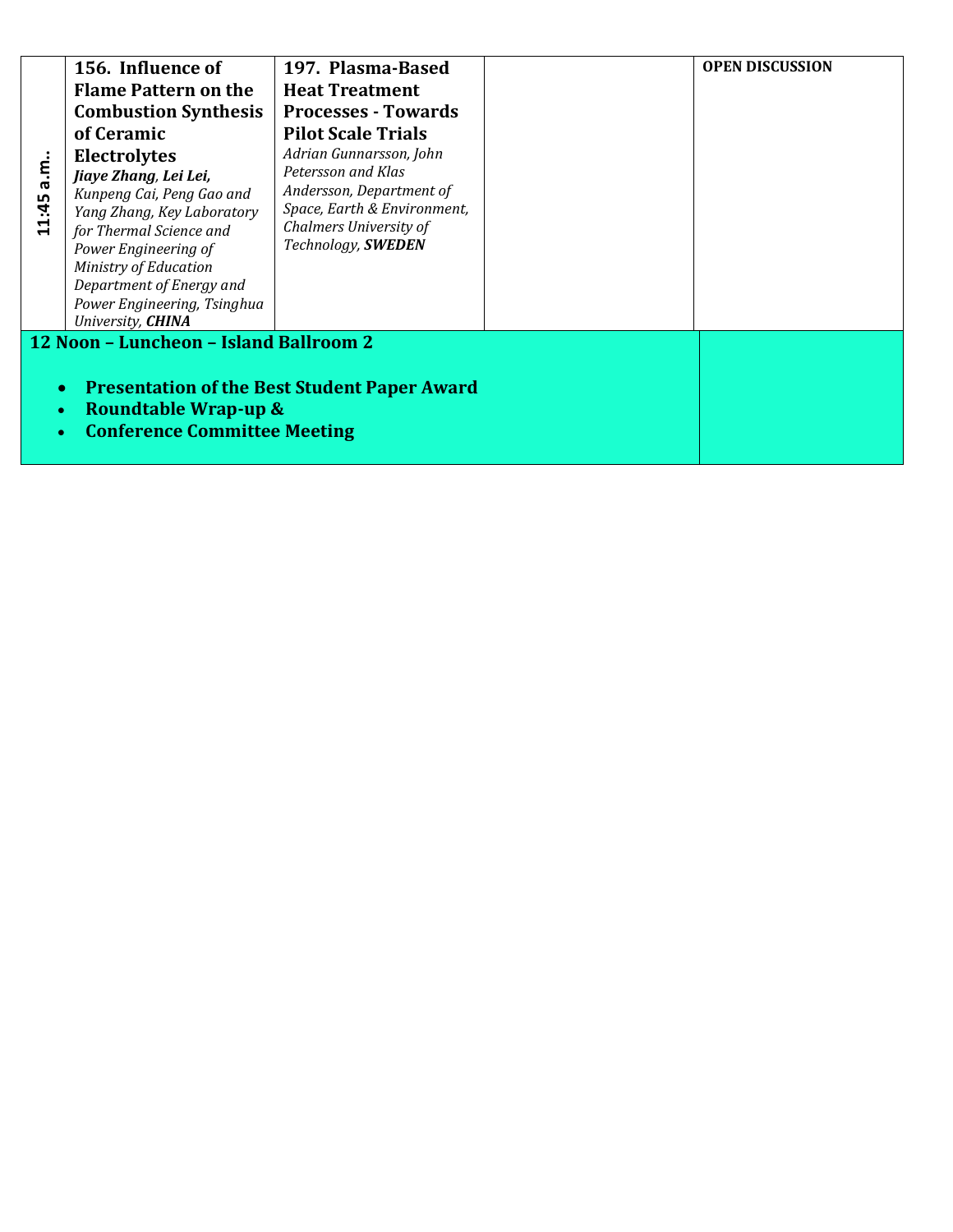| | | | | |
|---|---|---|---|---|
| 11:45 a.m.. | **156. Influence of Flame Pattern on the Combustion Synthesis of Ceramic Electrolytes** ***Jiaye Zhang**, **Lei Lei**, Kunpeng Cai, Peng Gao and Yang Zhang, Key Laboratory for Thermal Science and Power Engineering of Ministry of Education Department of Energy and Power Engineering, Tsinghua University, **CHINA*** | **197. Plasma-Based Heat Treatment Processes - Towards Pilot Scale Trials** *Adrian Gunnarsson, John Petersson and Klas Andersson, Department of Space, Earth & Environment, Chalmers University of Technology, **SWEDEN*** | | **OPEN DISCUSSION** |

**12 Noon – Luncheon – Island Ballroom 2**

- **Presentation of the Best Student Paper Award**
- **Roundtable Wrap-up &**
- **Conference Committee Meeting**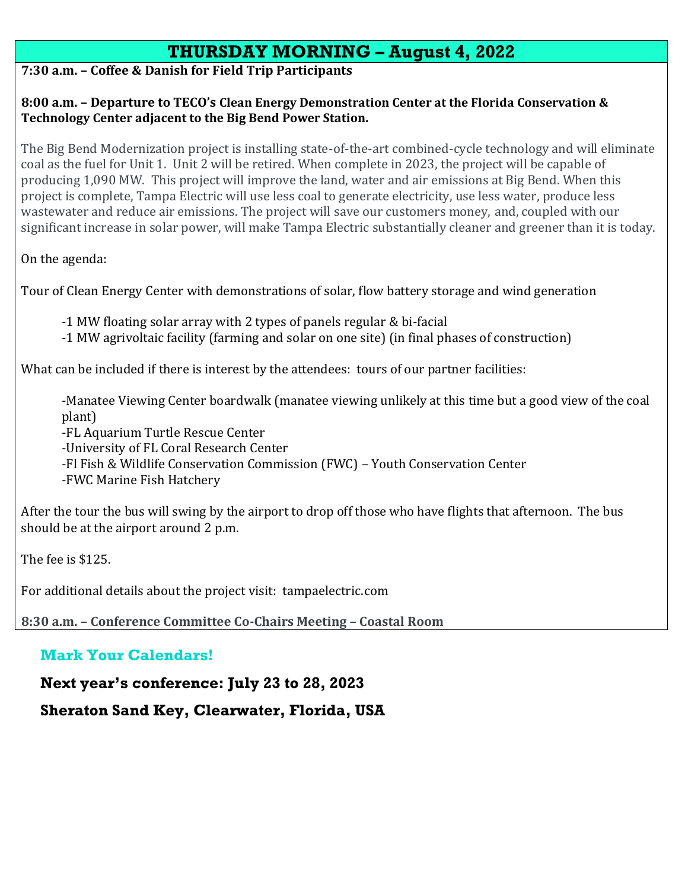## THURSDAY MORNING – August 4, 2022

**7:30 a.m. – Coffee & Danish for Field Trip Participants**

**8:00 a.m. – Departure to TECO's Clean Energy Demonstration Center at the Florida Conservation & Technology Center adjacent to the Big Bend Power Station.**

The Big Bend Modernization project is installing state-of-the-art combined-cycle technology and will eliminate coal as the fuel for Unit 1. Unit 2 will be retired. When complete in 2023, the project will be capable of producing 1,090 MW. This project will improve the land, water and air emissions at Big Bend. When this project is complete, Tampa Electric will use less coal to generate electricity, use less water, produce less wastewater and reduce air emissions. The project will save our customers money, and, coupled with our significant increase in solar power, will make Tampa Electric substantially cleaner and greener than it is today.

On the agenda:

Tour of Clean Energy Center with demonstrations of solar, flow battery storage and wind generation

- -1 MW floating solar array with 2 types of panels regular & bi-facial
- -1 MW agrivoltaic facility (farming and solar on one site) (in final phases of construction)

What can be included if there is interest by the attendees: tours of our partner facilities:

- -Manatee Viewing Center boardwalk (manatee viewing unlikely at this time but a good view of the coal plant)
- -FL Aquarium Turtle Rescue Center
- -University of FL Coral Research Center
- -Fl Fish & Wildlife Conservation Commission (FWC) – Youth Conservation Center
- -FWC Marine Fish Hatchery

After the tour the bus will swing by the airport to drop off those who have flights that afternoon. The bus should be at the airport around 2 p.m.

The fee is $125.

For additional details about the project visit: tampaelectric.com

**8:30 a.m. – Conference Committee Co-Chairs Meeting – Coastal Room**

### Mark Your Calendars!

**Next year's conference: July 23 to 28, 2023**

**Sheraton Sand Key, Clearwater, Florida, USA**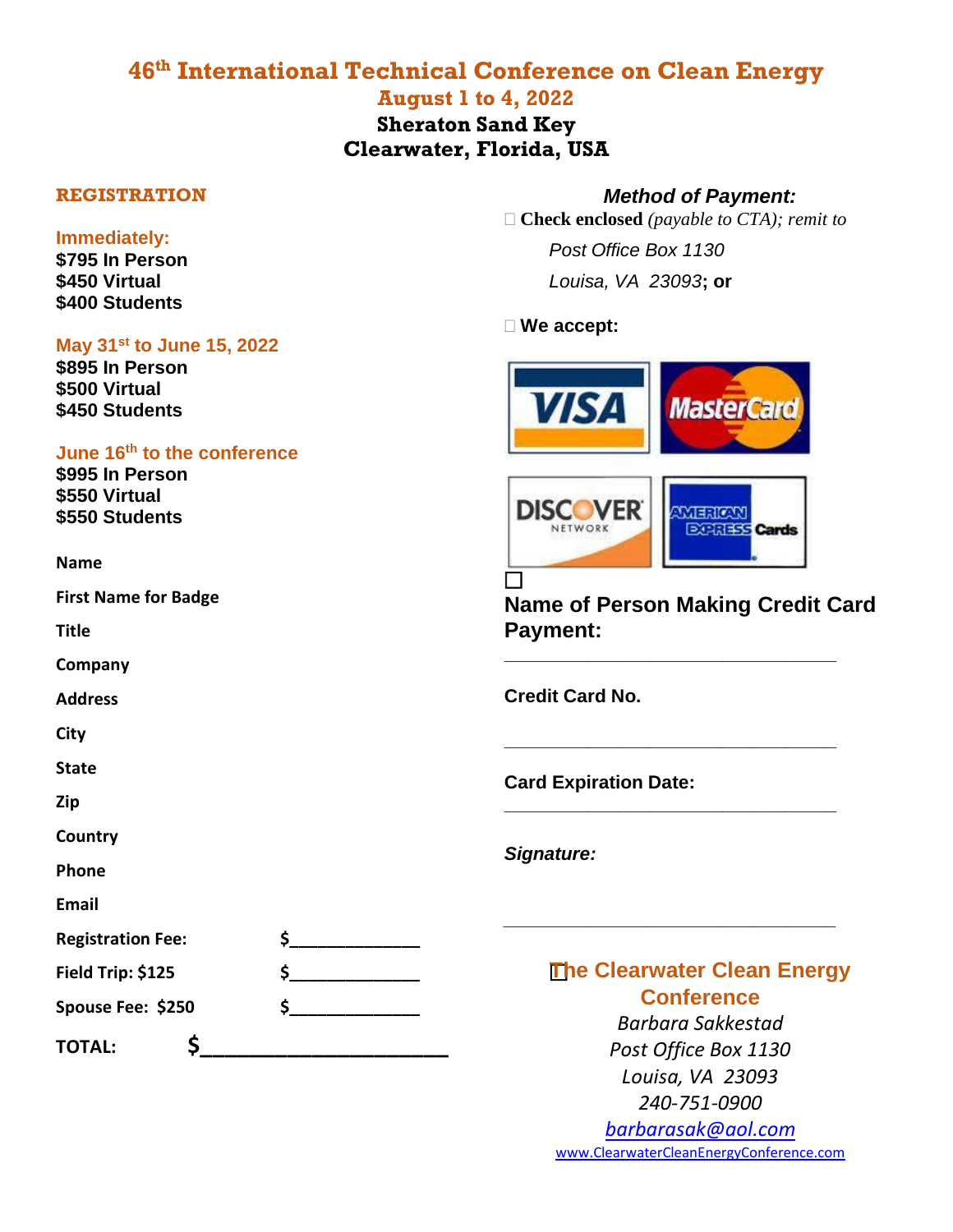# 46th International Technical Conference on Clean Energy

## August 1 to 4, 2022

**Sheraton Sand Key**

**Clearwater, Florida, USA**

**REGISTRATION**

**Immediately:**

**$795 In Person**
**$450 Virtual**
**$400 Students**

**May 31st to June 15, 2022**

**$895 In Person**
**$500 Virtual**
**$450 Students**

**June 16th to the conference**

**$995 In Person**
**$550 Virtual**
**$550 Students**

**Name**

**First Name for Badge**

**Title**

**Company**

**Address**

**City**

**State**

**Zip**

**Country**

**Phone**

**Email**

**Registration Fee:** $______________

**Field Trip: $125** $______________

**Spouse Fee: $250** $______________

**TOTAL:** $______________________

***Method of Payment:***

☐ **Check enclosed** *(payable to CTA); remit to*

*Post Office Box 1130*

*Louisa, VA 23093*; **or**

☐ **We accept:**

VISA MasterCard DISCOVER NETWORK AMERICAN EXPRESS Cards

☐

**Name of Person Making Credit Card Payment:**

___________________________________

**Credit Card No.**

___________________________________

**Card Expiration Date:**

___________________________________

***Signature:***

___________________________________

**The Clearwater Clean Energy Conference**

*Barbara Sakkestad*
*Post Office Box 1130*
*Louisa, VA 23093*
*240-751-0900*
*barbarasak@aol.com*
www.ClearwaterCleanEnergyConference.com